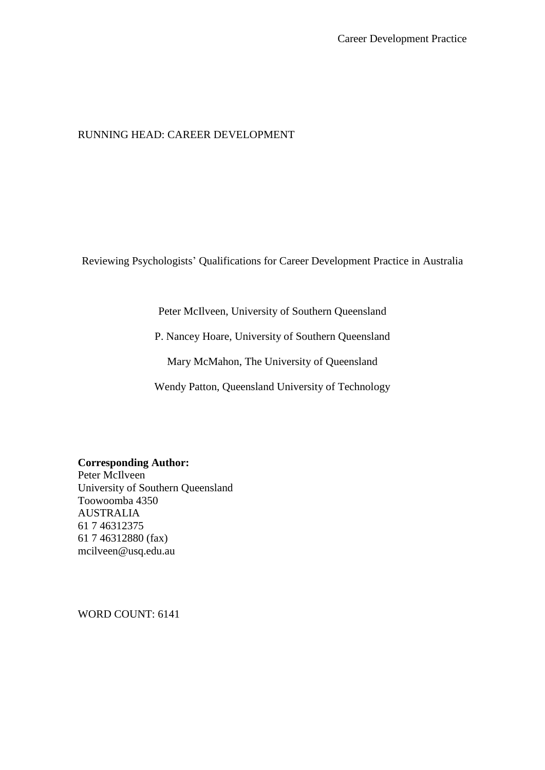RUNNING HEAD: CAREER DEVELOPMENT

# Reviewing Psychologists' Qualifications for Career Development Practice in Australia

Peter McIlveen, University of Southern Queensland

P. Nancey Hoare, University of Southern Queensland

Mary McMahon, The University of Queensland

Wendy Patton, Queensland University of Technology

**Corresponding Author:**
Peter McIlveen
University of Southern Queensland
Toowoomba 4350
AUSTRALIA
61 7 46312375
61 7 46312880 (fax)
mcilveen@usq.edu.au

WORD COUNT: 6141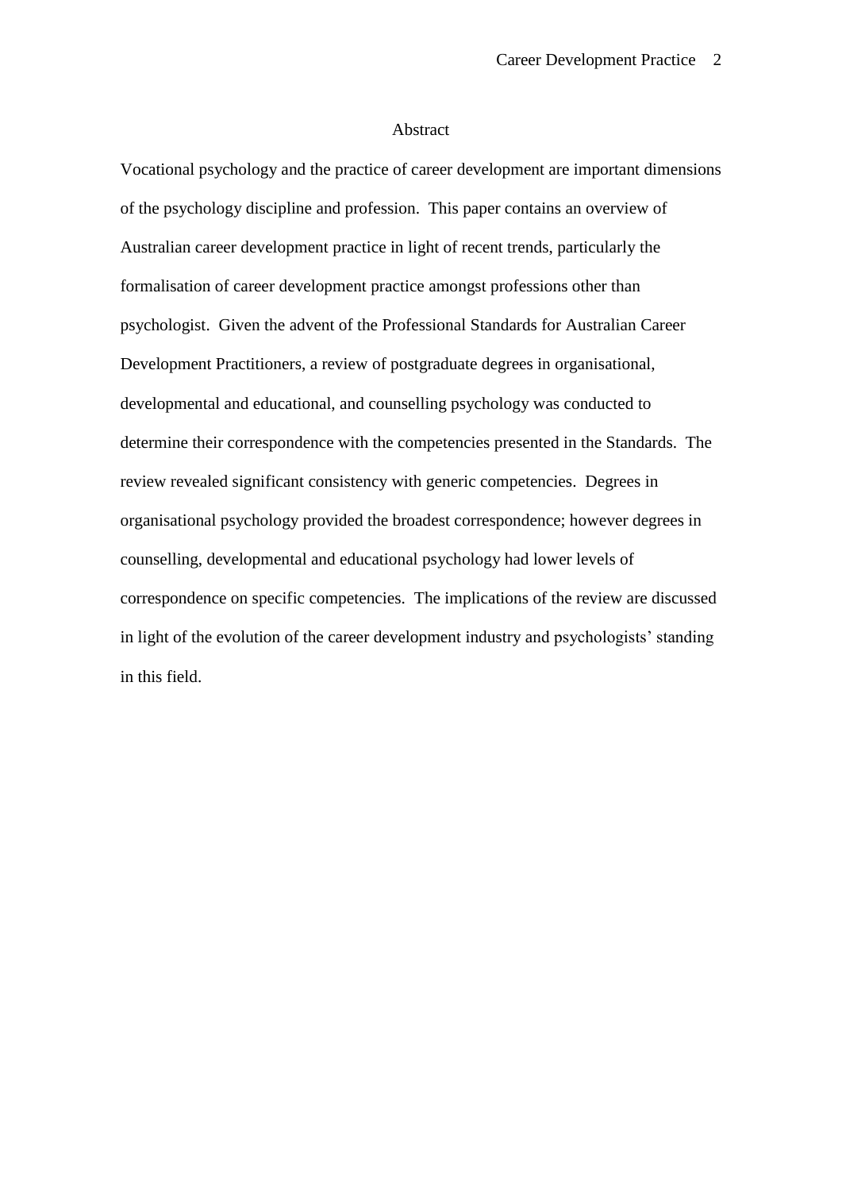# Abstract

Vocational psychology and the practice of career development are important dimensions of the psychology discipline and profession. This paper contains an overview of Australian career development practice in light of recent trends, particularly the formalisation of career development practice amongst professions other than psychologist. Given the advent of the Professional Standards for Australian Career Development Practitioners, a review of postgraduate degrees in organisational, developmental and educational, and counselling psychology was conducted to determine their correspondence with the competencies presented in the Standards. The review revealed significant consistency with generic competencies. Degrees in organisational psychology provided the broadest correspondence; however degrees in counselling, developmental and educational psychology had lower levels of correspondence on specific competencies. The implications of the review are discussed in light of the evolution of the career development industry and psychologists' standing in this field.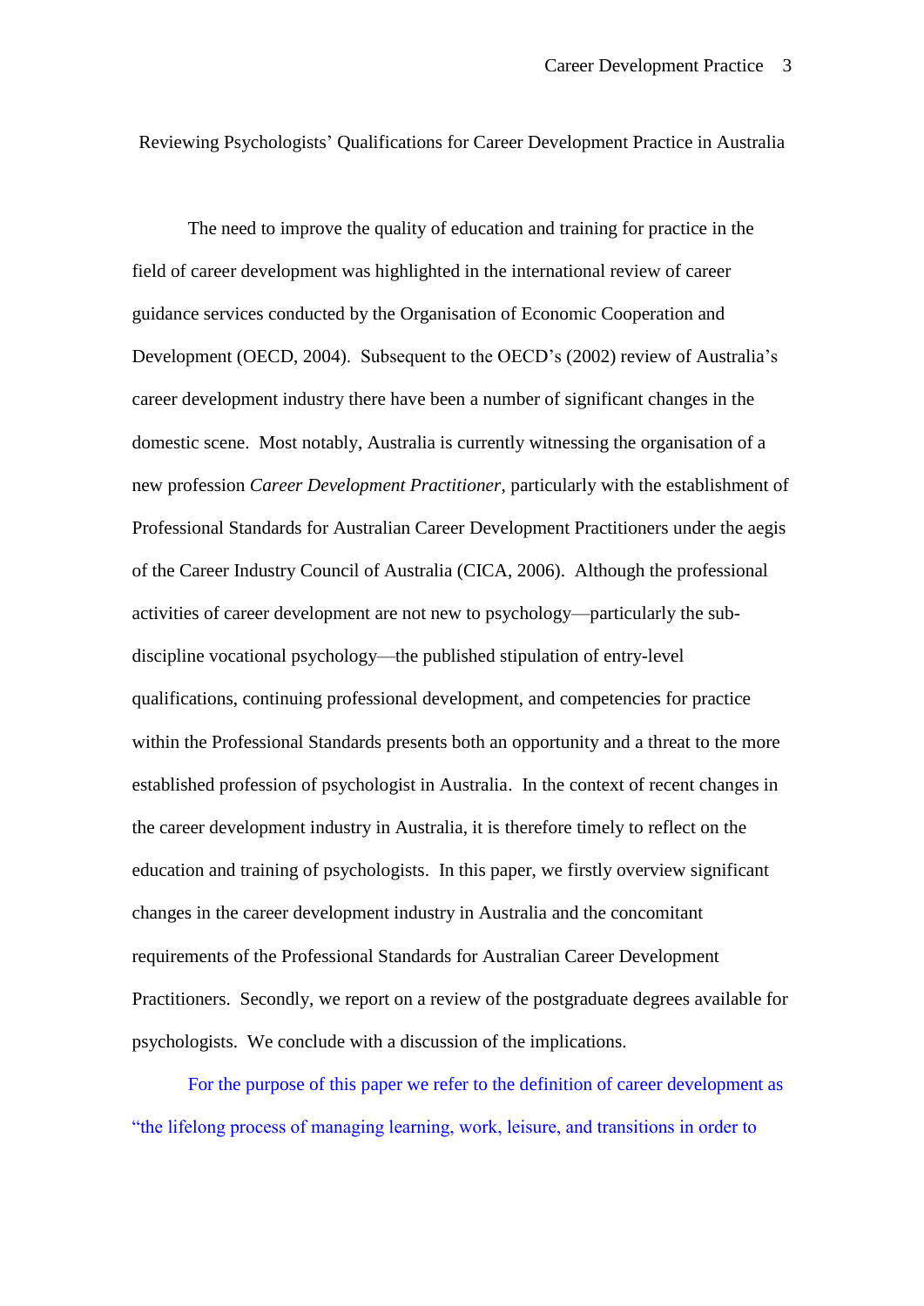# Reviewing Psychologists' Qualifications for Career Development Practice in Australia

The need to improve the quality of education and training for practice in the field of career development was highlighted in the international review of career guidance services conducted by the Organisation of Economic Cooperation and Development (OECD, 2004). Subsequent to the OECD's (2002) review of Australia's career development industry there have been a number of significant changes in the domestic scene. Most notably, Australia is currently witnessing the organisation of a new profession *Career Development Practitioner*, particularly with the establishment of Professional Standards for Australian Career Development Practitioners under the aegis of the Career Industry Council of Australia (CICA, 2006). Although the professional activities of career development are not new to psychology—particularly the sub-discipline vocational psychology—the published stipulation of entry-level qualifications, continuing professional development, and competencies for practice within the Professional Standards presents both an opportunity and a threat to the more established profession of psychologist in Australia. In the context of recent changes in the career development industry in Australia, it is therefore timely to reflect on the education and training of psychologists. In this paper, we firstly overview significant changes in the career development industry in Australia and the concomitant requirements of the Professional Standards for Australian Career Development Practitioners. Secondly, we report on a review of the postgraduate degrees available for psychologists. We conclude with a discussion of the implications.

For the purpose of this paper we refer to the definition of career development as "the lifelong process of managing learning, work, leisure, and transitions in order to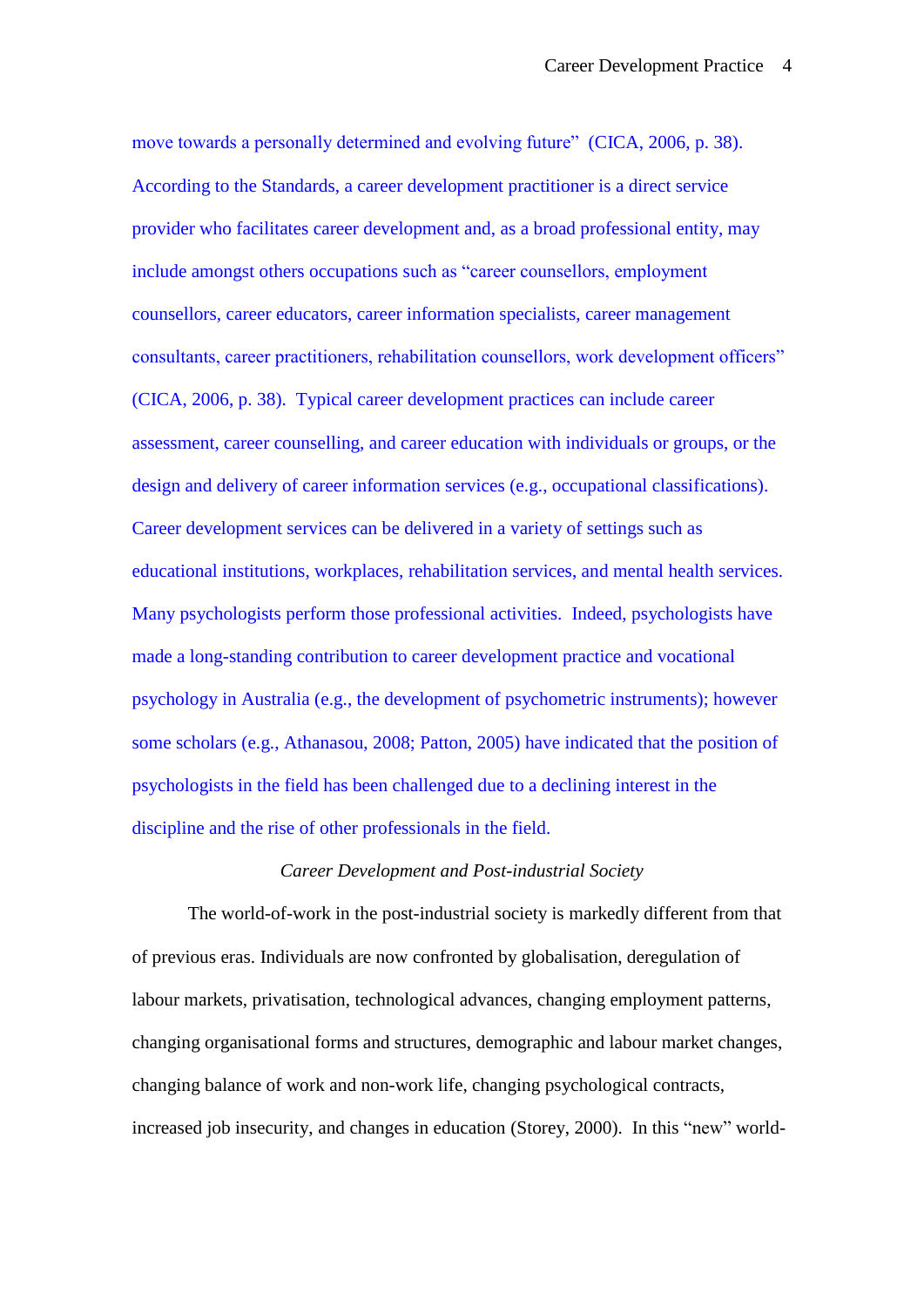move towards a personally determined and evolving future" (CICA, 2006, p. 38). According to the Standards, a career development practitioner is a direct service provider who facilitates career development and, as a broad professional entity, may include amongst others occupations such as "career counsellors, employment counsellors, career educators, career information specialists, career management consultants, career practitioners, rehabilitation counsellors, work development officers" (CICA, 2006, p. 38). Typical career development practices can include career assessment, career counselling, and career education with individuals or groups, or the design and delivery of career information services (e.g., occupational classifications). Career development services can be delivered in a variety of settings such as educational institutions, workplaces, rehabilitation services, and mental health services. Many psychologists perform those professional activities. Indeed, psychologists have made a long-standing contribution to career development practice and vocational psychology in Australia (e.g., the development of psychometric instruments); however some scholars (e.g., Athanasou, 2008; Patton, 2005) have indicated that the position of psychologists in the field has been challenged due to a declining interest in the discipline and the rise of other professionals in the field.

## *Career Development and Post-industrial Society*

The world-of-work in the post-industrial society is markedly different from that of previous eras. Individuals are now confronted by globalisation, deregulation of labour markets, privatisation, technological advances, changing employment patterns, changing organisational forms and structures, demographic and labour market changes, changing balance of work and non-work life, changing psychological contracts, increased job insecurity, and changes in education (Storey, 2000). In this "new" world-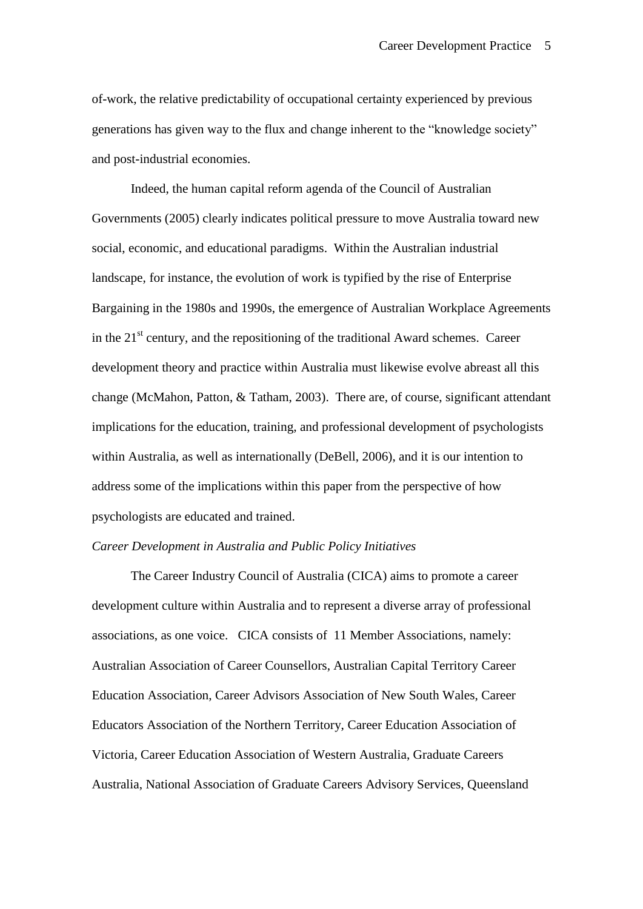of-work, the relative predictability of occupational certainty experienced by previous generations has given way to the flux and change inherent to the "knowledge society" and post-industrial economies.

Indeed, the human capital reform agenda of the Council of Australian Governments (2005) clearly indicates political pressure to move Australia toward new social, economic, and educational paradigms. Within the Australian industrial landscape, for instance, the evolution of work is typified by the rise of Enterprise Bargaining in the 1980s and 1990s, the emergence of Australian Workplace Agreements in the 21st century, and the repositioning of the traditional Award schemes. Career development theory and practice within Australia must likewise evolve abreast all this change (McMahon, Patton, & Tatham, 2003). There are, of course, significant attendant implications for the education, training, and professional development of psychologists within Australia, as well as internationally (DeBell, 2006), and it is our intention to address some of the implications within this paper from the perspective of how psychologists are educated and trained.

*Career Development in Australia and Public Policy Initiatives*

The Career Industry Council of Australia (CICA) aims to promote a career development culture within Australia and to represent a diverse array of professional associations, as one voice. CICA consists of 11 Member Associations, namely: Australian Association of Career Counsellors, Australian Capital Territory Career Education Association, Career Advisors Association of New South Wales, Career Educators Association of the Northern Territory, Career Education Association of Victoria, Career Education Association of Western Australia, Graduate Careers Australia, National Association of Graduate Careers Advisory Services, Queensland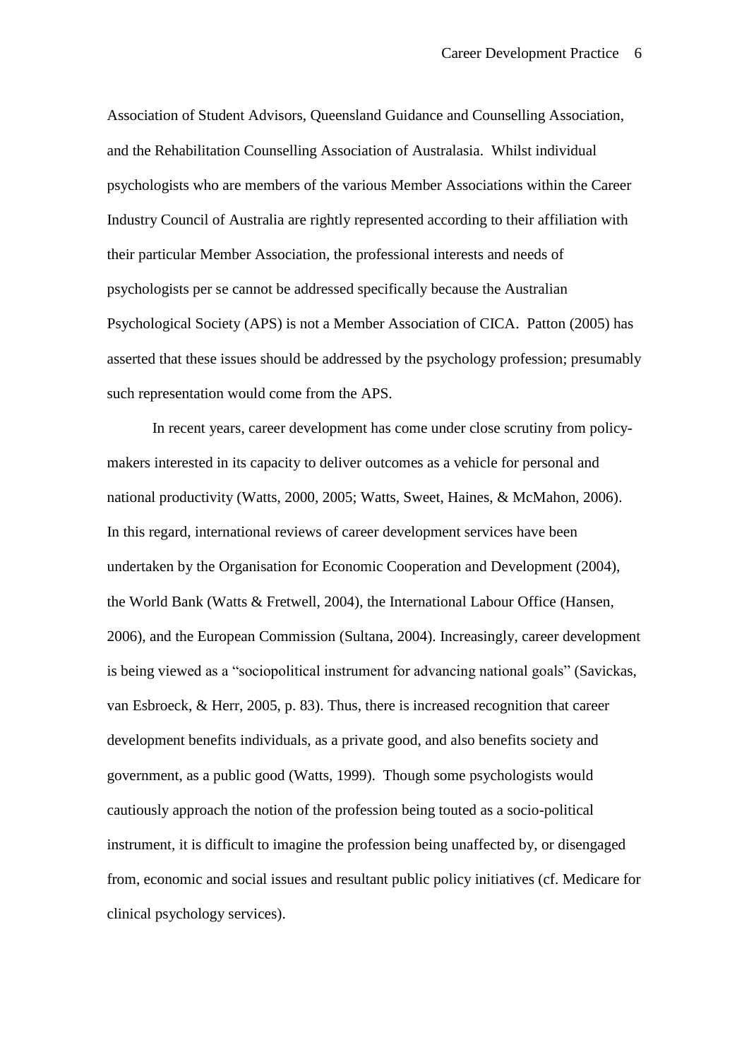Association of Student Advisors, Queensland Guidance and Counselling Association, and the Rehabilitation Counselling Association of Australasia. Whilst individual psychologists who are members of the various Member Associations within the Career Industry Council of Australia are rightly represented according to their affiliation with their particular Member Association, the professional interests and needs of psychologists per se cannot be addressed specifically because the Australian Psychological Society (APS) is not a Member Association of CICA. Patton (2005) has asserted that these issues should be addressed by the psychology profession; presumably such representation would come from the APS.

In recent years, career development has come under close scrutiny from policy-makers interested in its capacity to deliver outcomes as a vehicle for personal and national productivity (Watts, 2000, 2005; Watts, Sweet, Haines, & McMahon, 2006). In this regard, international reviews of career development services have been undertaken by the Organisation for Economic Cooperation and Development (2004), the World Bank (Watts & Fretwell, 2004), the International Labour Office (Hansen, 2006), and the European Commission (Sultana, 2004). Increasingly, career development is being viewed as a "sociopolitical instrument for advancing national goals" (Savickas, van Esbroeck, & Herr, 2005, p. 83). Thus, there is increased recognition that career development benefits individuals, as a private good, and also benefits society and government, as a public good (Watts, 1999). Though some psychologists would cautiously approach the notion of the profession being touted as a socio-political instrument, it is difficult to imagine the profession being unaffected by, or disengaged from, economic and social issues and resultant public policy initiatives (cf. Medicare for clinical psychology services).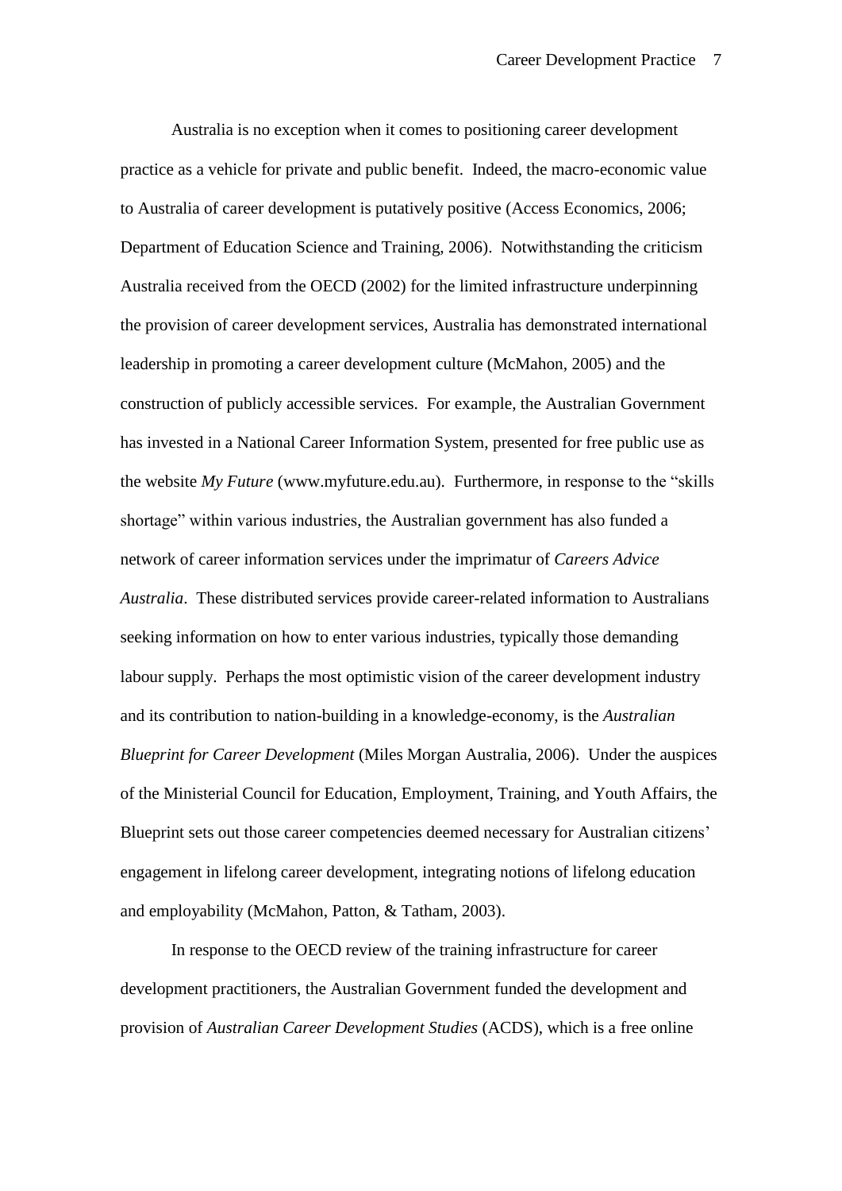Australia is no exception when it comes to positioning career development practice as a vehicle for private and public benefit. Indeed, the macro-economic value to Australia of career development is putatively positive (Access Economics, 2006; Department of Education Science and Training, 2006). Notwithstanding the criticism Australia received from the OECD (2002) for the limited infrastructure underpinning the provision of career development services, Australia has demonstrated international leadership in promoting a career development culture (McMahon, 2005) and the construction of publicly accessible services. For example, the Australian Government has invested in a National Career Information System, presented for free public use as the website *My Future* (www.myfuture.edu.au). Furthermore, in response to the "skills shortage" within various industries, the Australian government has also funded a network of career information services under the imprimatur of *Careers Advice Australia*. These distributed services provide career-related information to Australians seeking information on how to enter various industries, typically those demanding labour supply. Perhaps the most optimistic vision of the career development industry and its contribution to nation-building in a knowledge-economy, is the *Australian Blueprint for Career Development* (Miles Morgan Australia, 2006). Under the auspices of the Ministerial Council for Education, Employment, Training, and Youth Affairs, the Blueprint sets out those career competencies deemed necessary for Australian citizens' engagement in lifelong career development, integrating notions of lifelong education and employability (McMahon, Patton, & Tatham, 2003).

In response to the OECD review of the training infrastructure for career development practitioners, the Australian Government funded the development and provision of *Australian Career Development Studies* (ACDS), which is a free online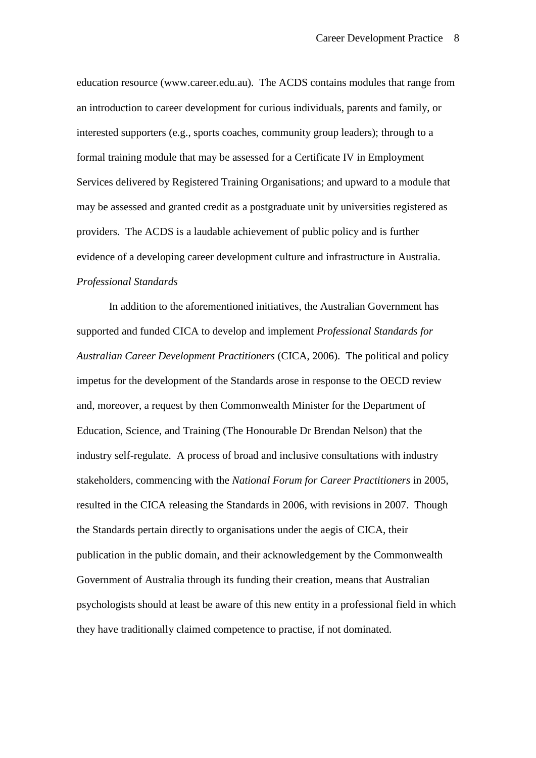education resource (www.career.edu.au). The ACDS contains modules that range from an introduction to career development for curious individuals, parents and family, or interested supporters (e.g., sports coaches, community group leaders); through to a formal training module that may be assessed for a Certificate IV in Employment Services delivered by Registered Training Organisations; and upward to a module that may be assessed and granted credit as a postgraduate unit by universities registered as providers. The ACDS is a laudable achievement of public policy and is further evidence of a developing career development culture and infrastructure in Australia.

### *Professional Standards*

In addition to the aforementioned initiatives, the Australian Government has supported and funded CICA to develop and implement *Professional Standards for Australian Career Development Practitioners* (CICA, 2006). The political and policy impetus for the development of the Standards arose in response to the OECD review and, moreover, a request by then Commonwealth Minister for the Department of Education, Science, and Training (The Honourable Dr Brendan Nelson) that the industry self-regulate. A process of broad and inclusive consultations with industry stakeholders, commencing with the *National Forum for Career Practitioners* in 2005, resulted in the CICA releasing the Standards in 2006, with revisions in 2007. Though the Standards pertain directly to organisations under the aegis of CICA, their publication in the public domain, and their acknowledgement by the Commonwealth Government of Australia through its funding their creation, means that Australian psychologists should at least be aware of this new entity in a professional field in which they have traditionally claimed competence to practise, if not dominated.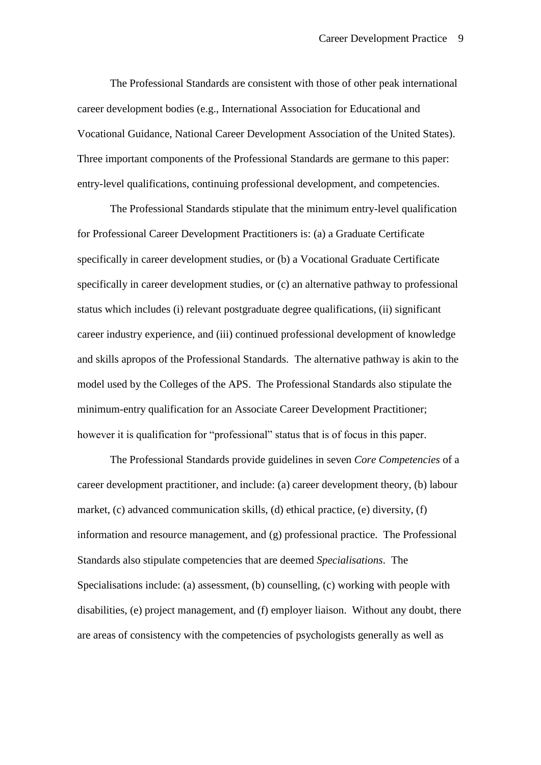The Professional Standards are consistent with those of other peak international career development bodies (e.g., International Association for Educational and Vocational Guidance, National Career Development Association of the United States). Three important components of the Professional Standards are germane to this paper: entry-level qualifications, continuing professional development, and competencies.

The Professional Standards stipulate that the minimum entry-level qualification for Professional Career Development Practitioners is: (a) a Graduate Certificate specifically in career development studies, or (b) a Vocational Graduate Certificate specifically in career development studies, or (c) an alternative pathway to professional status which includes (i) relevant postgraduate degree qualifications, (ii) significant career industry experience, and (iii) continued professional development of knowledge and skills apropos of the Professional Standards. The alternative pathway is akin to the model used by the Colleges of the APS. The Professional Standards also stipulate the minimum-entry qualification for an Associate Career Development Practitioner; however it is qualification for "professional" status that is of focus in this paper.

The Professional Standards provide guidelines in seven *Core Competencies* of a career development practitioner, and include: (a) career development theory, (b) labour market, (c) advanced communication skills, (d) ethical practice, (e) diversity, (f) information and resource management, and (g) professional practice. The Professional Standards also stipulate competencies that are deemed *Specialisations*. The Specialisations include: (a) assessment, (b) counselling, (c) working with people with disabilities, (e) project management, and (f) employer liaison. Without any doubt, there are areas of consistency with the competencies of psychologists generally as well as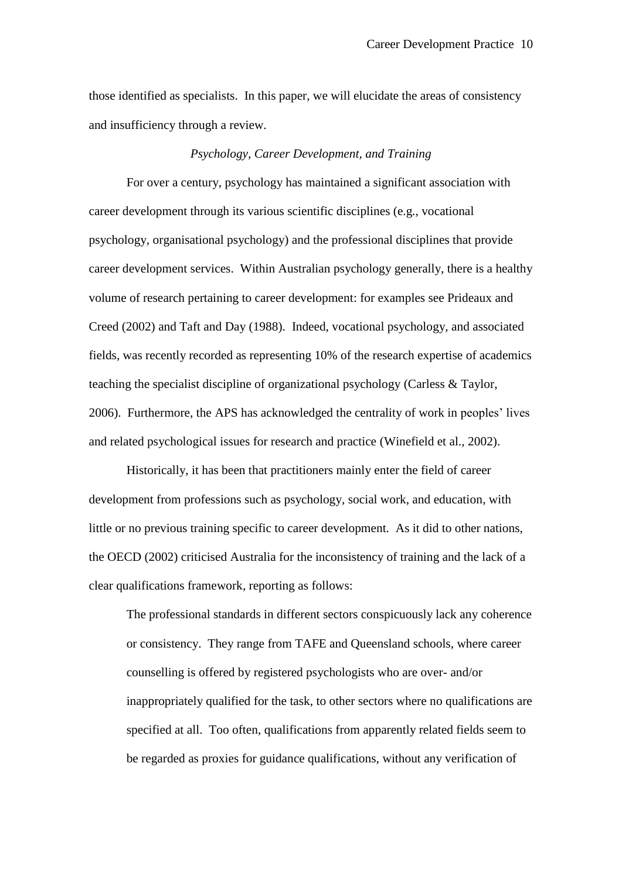those identified as specialists. In this paper, we will elucidate the areas of consistency and insufficiency through a review.

### *Psychology, Career Development, and Training*

For over a century, psychology has maintained a significant association with career development through its various scientific disciplines (e.g., vocational psychology, organisational psychology) and the professional disciplines that provide career development services. Within Australian psychology generally, there is a healthy volume of research pertaining to career development: for examples see Prideaux and Creed (2002) and Taft and Day (1988). Indeed, vocational psychology, and associated fields, was recently recorded as representing 10% of the research expertise of academics teaching the specialist discipline of organizational psychology (Carless & Taylor, 2006). Furthermore, the APS has acknowledged the centrality of work in peoples' lives and related psychological issues for research and practice (Winefield et al., 2002).

Historically, it has been that practitioners mainly enter the field of career development from professions such as psychology, social work, and education, with little or no previous training specific to career development. As it did to other nations, the OECD (2002) criticised Australia for the inconsistency of training and the lack of a clear qualifications framework, reporting as follows:

> The professional standards in different sectors conspicuously lack any coherence or consistency. They range from TAFE and Queensland schools, where career counselling is offered by registered psychologists who are over- and/or inappropriately qualified for the task, to other sectors where no qualifications are specified at all. Too often, qualifications from apparently related fields seem to be regarded as proxies for guidance qualifications, without any verification of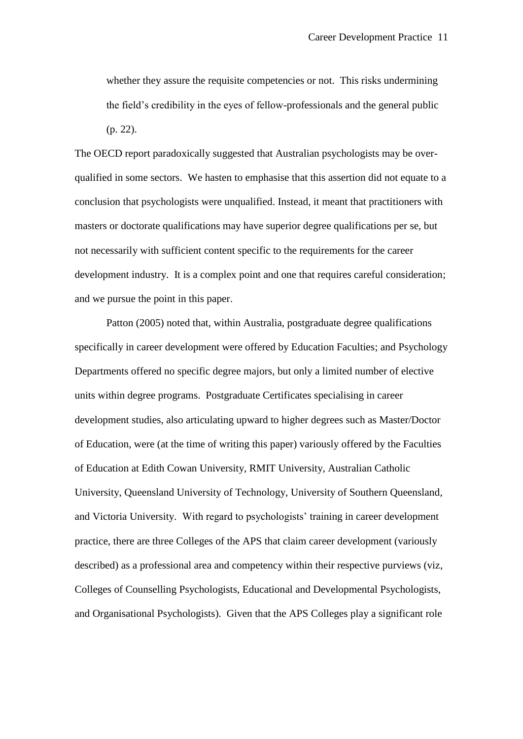> whether they assure the requisite competencies or not. This risks undermining the field's credibility in the eyes of fellow-professionals and the general public (p. 22).

The OECD report paradoxically suggested that Australian psychologists may be over-qualified in some sectors. We hasten to emphasise that this assertion did not equate to a conclusion that psychologists were unqualified. Instead, it meant that practitioners with masters or doctorate qualifications may have superior degree qualifications per se, but not necessarily with sufficient content specific to the requirements for the career development industry. It is a complex point and one that requires careful consideration; and we pursue the point in this paper.

Patton (2005) noted that, within Australia, postgraduate degree qualifications specifically in career development were offered by Education Faculties; and Psychology Departments offered no specific degree majors, but only a limited number of elective units within degree programs. Postgraduate Certificates specialising in career development studies, also articulating upward to higher degrees such as Master/Doctor of Education, were (at the time of writing this paper) variously offered by the Faculties of Education at Edith Cowan University, RMIT University, Australian Catholic University, Queensland University of Technology, University of Southern Queensland, and Victoria University. With regard to psychologists' training in career development practice, there are three Colleges of the APS that claim career development (variously described) as a professional area and competency within their respective purviews (viz, Colleges of Counselling Psychologists, Educational and Developmental Psychologists, and Organisational Psychologists). Given that the APS Colleges play a significant role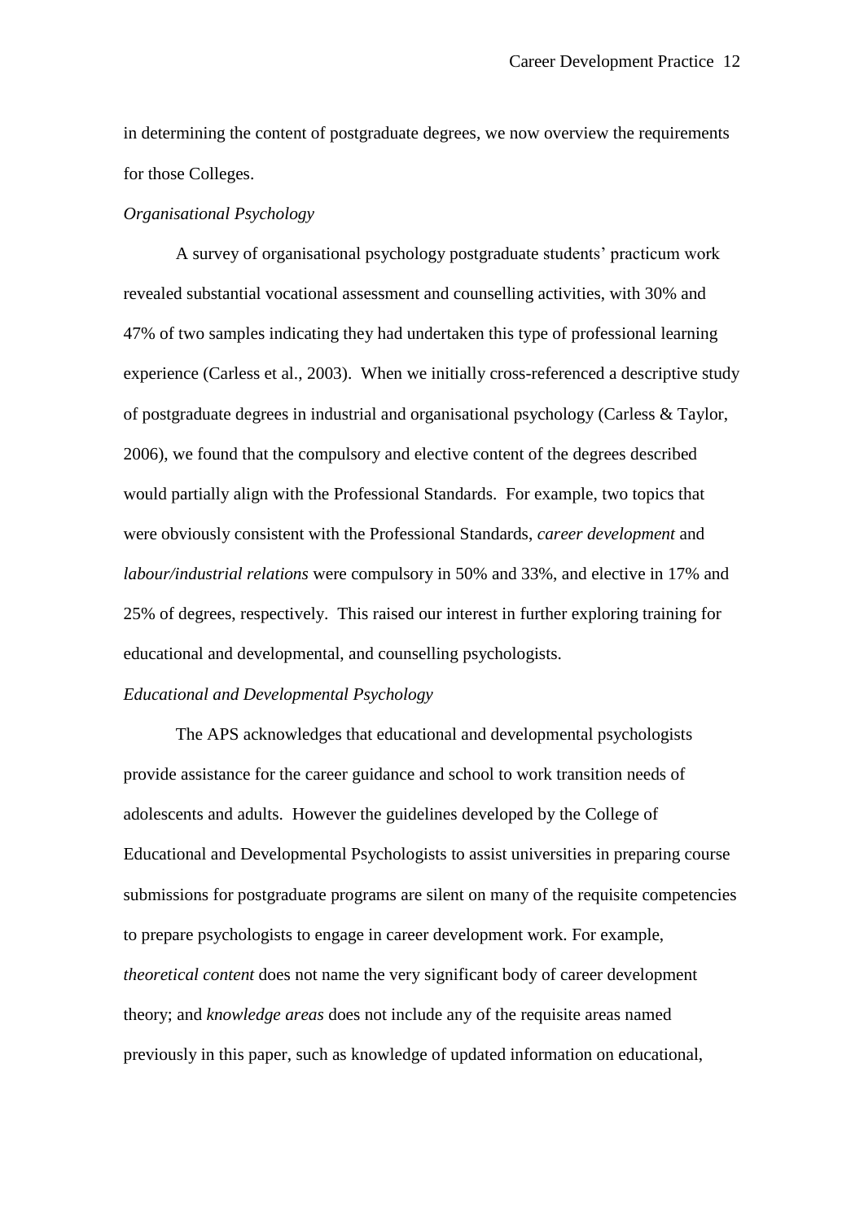in determining the content of postgraduate degrees, we now overview the requirements for those Colleges.

*Organisational Psychology*

A survey of organisational psychology postgraduate students' practicum work revealed substantial vocational assessment and counselling activities, with 30% and 47% of two samples indicating they had undertaken this type of professional learning experience (Carless et al., 2003). When we initially cross-referenced a descriptive study of postgraduate degrees in industrial and organisational psychology (Carless & Taylor, 2006), we found that the compulsory and elective content of the degrees described would partially align with the Professional Standards. For example, two topics that were obviously consistent with the Professional Standards, *career development* and *labour/industrial relations* were compulsory in 50% and 33%, and elective in 17% and 25% of degrees, respectively. This raised our interest in further exploring training for educational and developmental, and counselling psychologists.

*Educational and Developmental Psychology*

The APS acknowledges that educational and developmental psychologists provide assistance for the career guidance and school to work transition needs of adolescents and adults. However the guidelines developed by the College of Educational and Developmental Psychologists to assist universities in preparing course submissions for postgraduate programs are silent on many of the requisite competencies to prepare psychologists to engage in career development work. For example, *theoretical content* does not name the very significant body of career development theory; and *knowledge areas* does not include any of the requisite areas named previously in this paper, such as knowledge of updated information on educational,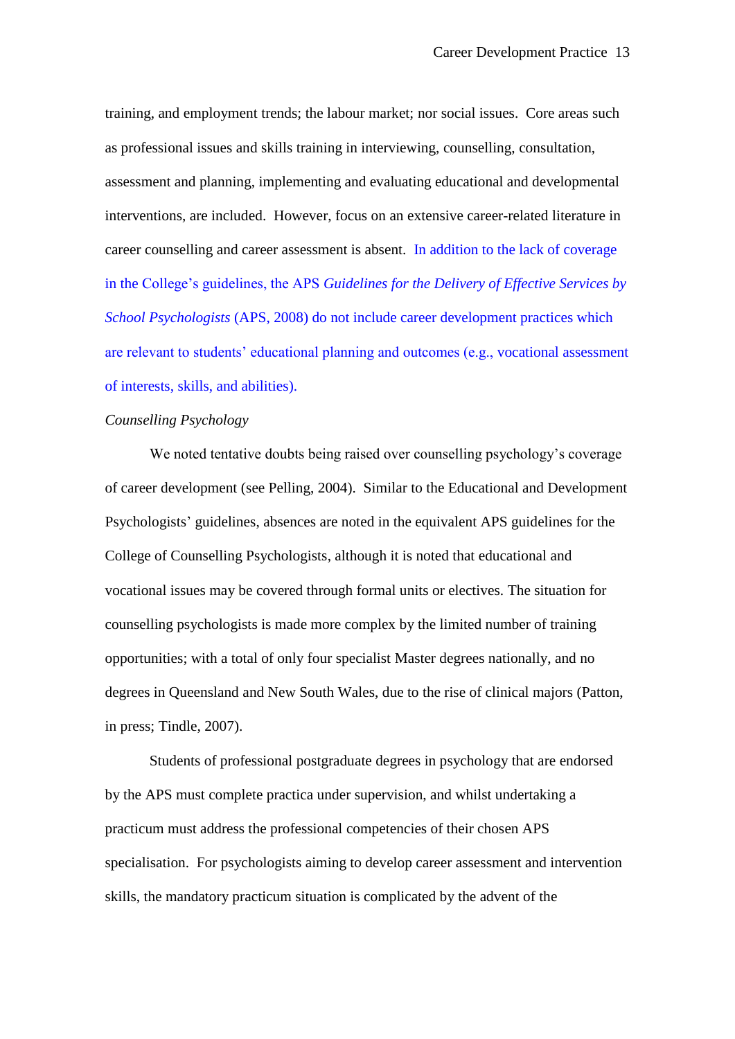training, and employment trends; the labour market; nor social issues. Core areas such as professional issues and skills training in interviewing, counselling, consultation, assessment and planning, implementing and evaluating educational and developmental interventions, are included. However, focus on an extensive career-related literature in career counselling and career assessment is absent. In addition to the lack of coverage in the College's guidelines, the APS *Guidelines for the Delivery of Effective Services by School Psychologists* (APS, 2008) do not include career development practices which are relevant to students' educational planning and outcomes (e.g., vocational assessment of interests, skills, and abilities).

*Counselling Psychology*

We noted tentative doubts being raised over counselling psychology's coverage of career development (see Pelling, 2004). Similar to the Educational and Development Psychologists' guidelines, absences are noted in the equivalent APS guidelines for the College of Counselling Psychologists, although it is noted that educational and vocational issues may be covered through formal units or electives. The situation for counselling psychologists is made more complex by the limited number of training opportunities; with a total of only four specialist Master degrees nationally, and no degrees in Queensland and New South Wales, due to the rise of clinical majors (Patton, in press; Tindle, 2007).

Students of professional postgraduate degrees in psychology that are endorsed by the APS must complete practica under supervision, and whilst undertaking a practicum must address the professional competencies of their chosen APS specialisation. For psychologists aiming to develop career assessment and intervention skills, the mandatory practicum situation is complicated by the advent of the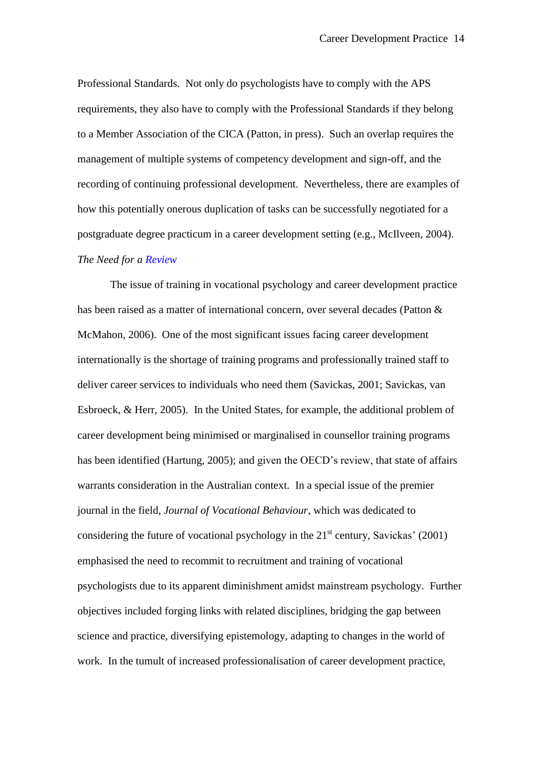Professional Standards. Not only do psychologists have to comply with the APS requirements, they also have to comply with the Professional Standards if they belong to a Member Association of the CICA (Patton, in press). Such an overlap requires the management of multiple systems of competency development and sign-off, and the recording of continuing professional development. Nevertheless, there are examples of how this potentially onerous duplication of tasks can be successfully negotiated for a postgraduate degree practicum in a career development setting (e.g., McIlveen, 2004).

### *The Need for a Review*

The issue of training in vocational psychology and career development practice has been raised as a matter of international concern, over several decades (Patton & McMahon, 2006). One of the most significant issues facing career development internationally is the shortage of training programs and professionally trained staff to deliver career services to individuals who need them (Savickas, 2001; Savickas, van Esbroeck, & Herr, 2005). In the United States, for example, the additional problem of career development being minimised or marginalised in counsellor training programs has been identified (Hartung, 2005); and given the OECD's review, that state of affairs warrants consideration in the Australian context. In a special issue of the premier journal in the field, *Journal of Vocational Behaviour*, which was dedicated to considering the future of vocational psychology in the 21st century, Savickas' (2001) emphasised the need to recommit to recruitment and training of vocational psychologists due to its apparent diminishment amidst mainstream psychology. Further objectives included forging links with related disciplines, bridging the gap between science and practice, diversifying epistemology, adapting to changes in the world of work. In the tumult of increased professionalisation of career development practice,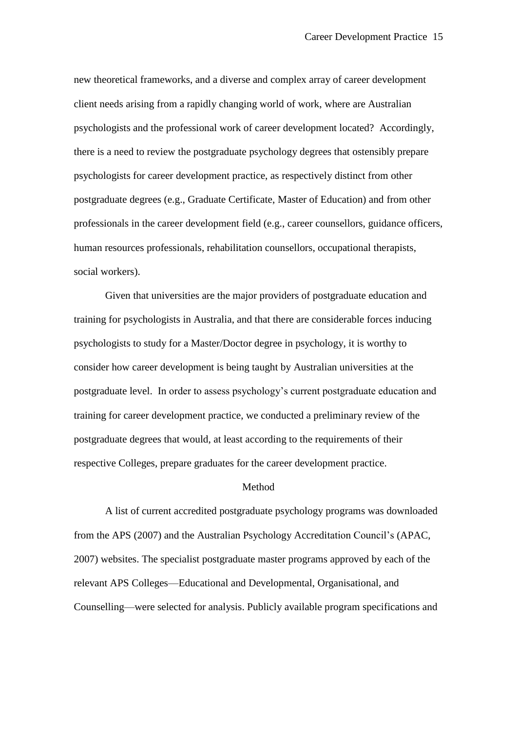new theoretical frameworks, and a diverse and complex array of career development client needs arising from a rapidly changing world of work, where are Australian psychologists and the professional work of career development located? Accordingly, there is a need to review the postgraduate psychology degrees that ostensibly prepare psychologists for career development practice, as respectively distinct from other postgraduate degrees (e.g., Graduate Certificate, Master of Education) and from other professionals in the career development field (e.g., career counsellors, guidance officers, human resources professionals, rehabilitation counsellors, occupational therapists, social workers).

Given that universities are the major providers of postgraduate education and training for psychologists in Australia, and that there are considerable forces inducing psychologists to study for a Master/Doctor degree in psychology, it is worthy to consider how career development is being taught by Australian universities at the postgraduate level. In order to assess psychology's current postgraduate education and training for career development practice, we conducted a preliminary review of the postgraduate degrees that would, at least according to the requirements of their respective Colleges, prepare graduates for the career development practice.

## Method

A list of current accredited postgraduate psychology programs was downloaded from the APS (2007) and the Australian Psychology Accreditation Council's (APAC, 2007) websites. The specialist postgraduate master programs approved by each of the relevant APS Colleges—Educational and Developmental, Organisational, and Counselling—were selected for analysis. Publicly available program specifications and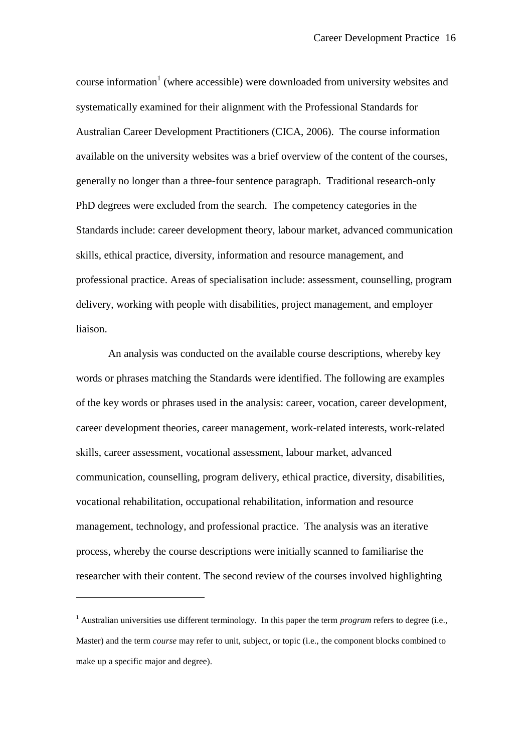course information[1] (where accessible) were downloaded from university websites and systematically examined for their alignment with the Professional Standards for Australian Career Development Practitioners (CICA, 2006). The course information available on the university websites was a brief overview of the content of the courses, generally no longer than a three-four sentence paragraph. Traditional research-only PhD degrees were excluded from the search. The competency categories in the Standards include: career development theory, labour market, advanced communication skills, ethical practice, diversity, information and resource management, and professional practice. Areas of specialisation include: assessment, counselling, program delivery, working with people with disabilities, project management, and employer liaison.

An analysis was conducted on the available course descriptions, whereby key words or phrases matching the Standards were identified. The following are examples of the key words or phrases used in the analysis: career, vocation, career development, career development theories, career management, work-related interests, work-related skills, career assessment, vocational assessment, labour market, advanced communication, counselling, program delivery, ethical practice, diversity, disabilities, vocational rehabilitation, occupational rehabilitation, information and resource management, technology, and professional practice. The analysis was an iterative process, whereby the course descriptions were initially scanned to familiarise the researcher with their content. The second review of the courses involved highlighting

---

[1] Australian universities use different terminology. In this paper the term *program* refers to degree (i.e., Master) and the term *course* may refer to unit, subject, or topic (i.e., the component blocks combined to make up a specific major and degree).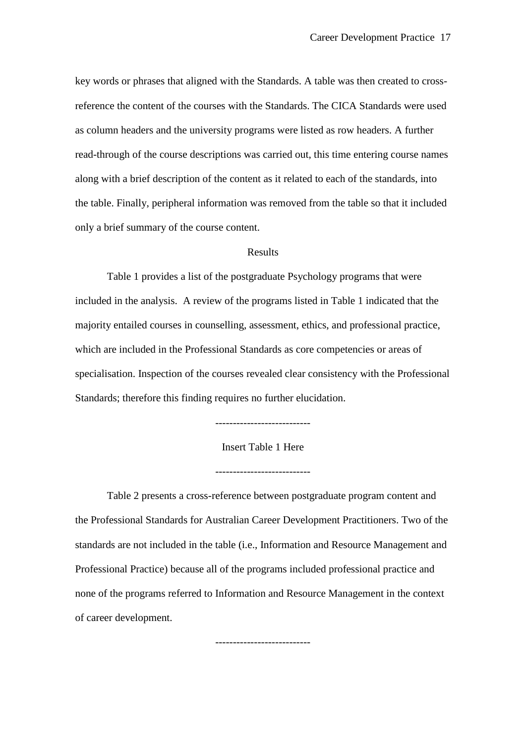key words or phrases that aligned with the Standards. A table was then created to cross-reference the content of the courses with the Standards. The CICA Standards were used as column headers and the university programs were listed as row headers. A further read-through of the course descriptions was carried out, this time entering course names along with a brief description of the content as it related to each of the standards, into the table. Finally, peripheral information was removed from the table so that it included only a brief summary of the course content.

## Results

Table 1 provides a list of the postgraduate Psychology programs that were included in the analysis. A review of the programs listed in Table 1 indicated that the majority entailed courses in counselling, assessment, ethics, and professional practice, which are included in the Professional Standards as core competencies or areas of specialisation. Inspection of the courses revealed clear consistency with the Professional Standards; therefore this finding requires no further elucidation.

--------------------------

Insert Table 1 Here

--------------------------

Table 2 presents a cross-reference between postgraduate program content and the Professional Standards for Australian Career Development Practitioners. Two of the standards are not included in the table (i.e., Information and Resource Management and Professional Practice) because all of the programs included professional practice and none of the programs referred to Information and Resource Management in the context of career development.

--------------------------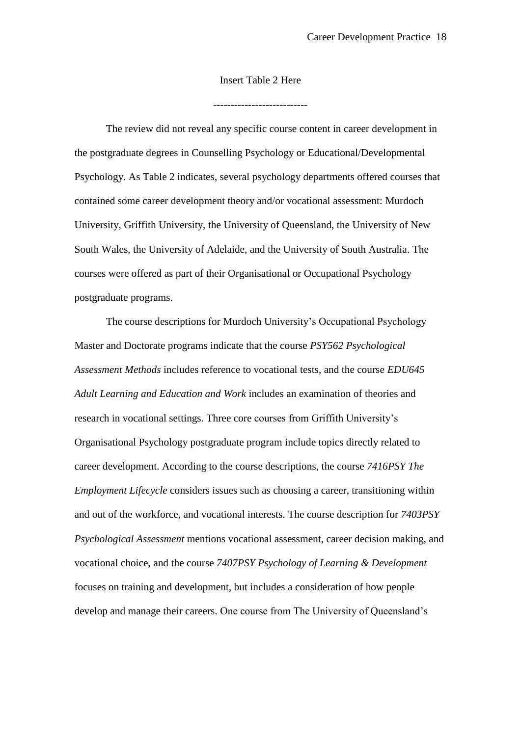Insert Table 2 Here

--------------------------

The review did not reveal any specific course content in career development in the postgraduate degrees in Counselling Psychology or Educational/Developmental Psychology. As Table 2 indicates, several psychology departments offered courses that contained some career development theory and/or vocational assessment: Murdoch University, Griffith University, the University of Queensland, the University of New South Wales, the University of Adelaide, and the University of South Australia. The courses were offered as part of their Organisational or Occupational Psychology postgraduate programs.

The course descriptions for Murdoch University's Occupational Psychology Master and Doctorate programs indicate that the course *PSY562 Psychological Assessment Methods* includes reference to vocational tests, and the course *EDU645 Adult Learning and Education and Work* includes an examination of theories and research in vocational settings. Three core courses from Griffith University's Organisational Psychology postgraduate program include topics directly related to career development. According to the course descriptions, the course *7416PSY The Employment Lifecycle* considers issues such as choosing a career, transitioning within and out of the workforce, and vocational interests. The course description for *7403PSY Psychological Assessment* mentions vocational assessment, career decision making, and vocational choice, and the course *7407PSY Psychology of Learning & Development* focuses on training and development, but includes a consideration of how people develop and manage their careers. One course from The University of Queensland's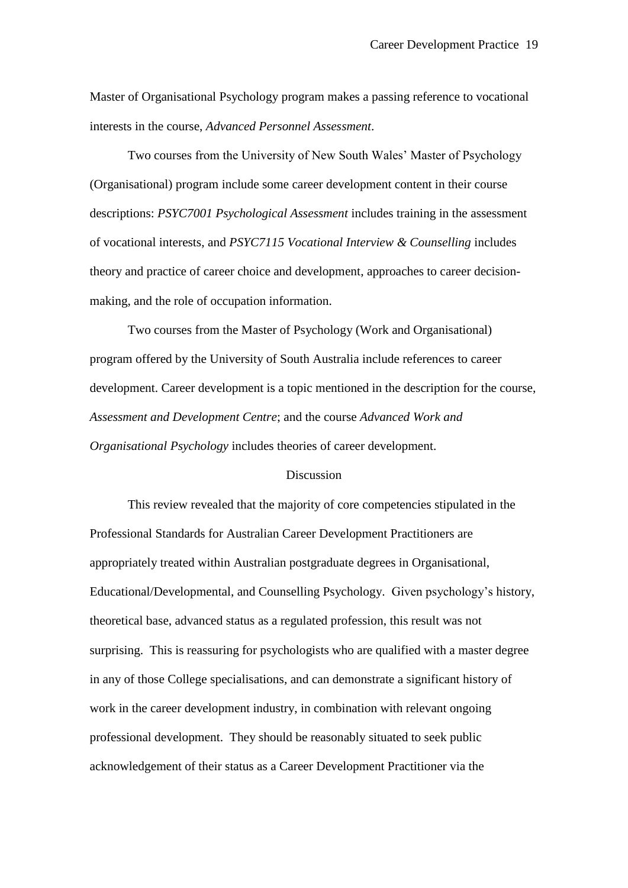Master of Organisational Psychology program makes a passing reference to vocational interests in the course, *Advanced Personnel Assessment*.

Two courses from the University of New South Wales' Master of Psychology (Organisational) program include some career development content in their course descriptions: *PSYC7001 Psychological Assessment* includes training in the assessment of vocational interests, and *PSYC7115 Vocational Interview & Counselling* includes theory and practice of career choice and development, approaches to career decision-making, and the role of occupation information.

Two courses from the Master of Psychology (Work and Organisational) program offered by the University of South Australia include references to career development. Career development is a topic mentioned in the description for the course, *Assessment and Development Centre*; and the course *Advanced Work and Organisational Psychology* includes theories of career development.

## Discussion

This review revealed that the majority of core competencies stipulated in the Professional Standards for Australian Career Development Practitioners are appropriately treated within Australian postgraduate degrees in Organisational, Educational/Developmental, and Counselling Psychology. Given psychology's history, theoretical base, advanced status as a regulated profession, this result was not surprising. This is reassuring for psychologists who are qualified with a master degree in any of those College specialisations, and can demonstrate a significant history of work in the career development industry, in combination with relevant ongoing professional development. They should be reasonably situated to seek public acknowledgement of their status as a Career Development Practitioner via the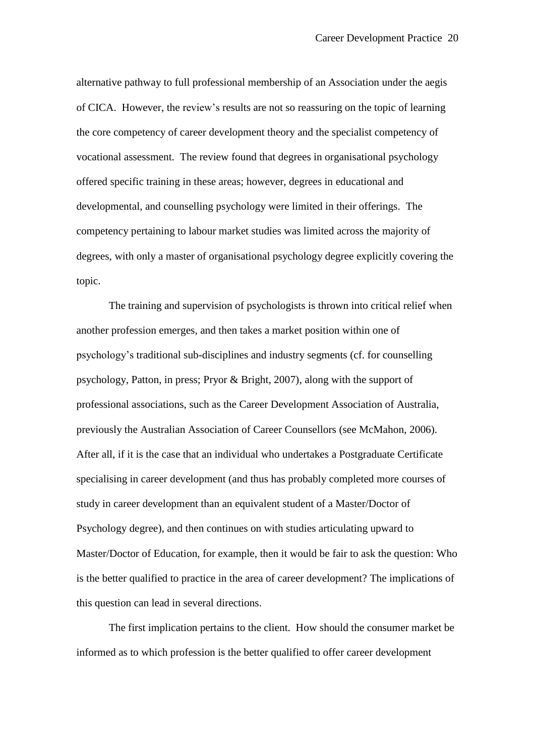alternative pathway to full professional membership of an Association under the aegis of CICA. However, the review's results are not so reassuring on the topic of learning the core competency of career development theory and the specialist competency of vocational assessment. The review found that degrees in organisational psychology offered specific training in these areas; however, degrees in educational and developmental, and counselling psychology were limited in their offerings. The competency pertaining to labour market studies was limited across the majority of degrees, with only a master of organisational psychology degree explicitly covering the topic.

The training and supervision of psychologists is thrown into critical relief when another profession emerges, and then takes a market position within one of psychology's traditional sub-disciplines and industry segments (cf. for counselling psychology, Patton, in press; Pryor & Bright, 2007), along with the support of professional associations, such as the Career Development Association of Australia, previously the Australian Association of Career Counsellors (see McMahon, 2006). After all, if it is the case that an individual who undertakes a Postgraduate Certificate specialising in career development (and thus has probably completed more courses of study in career development than an equivalent student of a Master/Doctor of Psychology degree), and then continues on with studies articulating upward to Master/Doctor of Education, for example, then it would be fair to ask the question: Who is the better qualified to practice in the area of career development? The implications of this question can lead in several directions.

The first implication pertains to the client. How should the consumer market be informed as to which profession is the better qualified to offer career development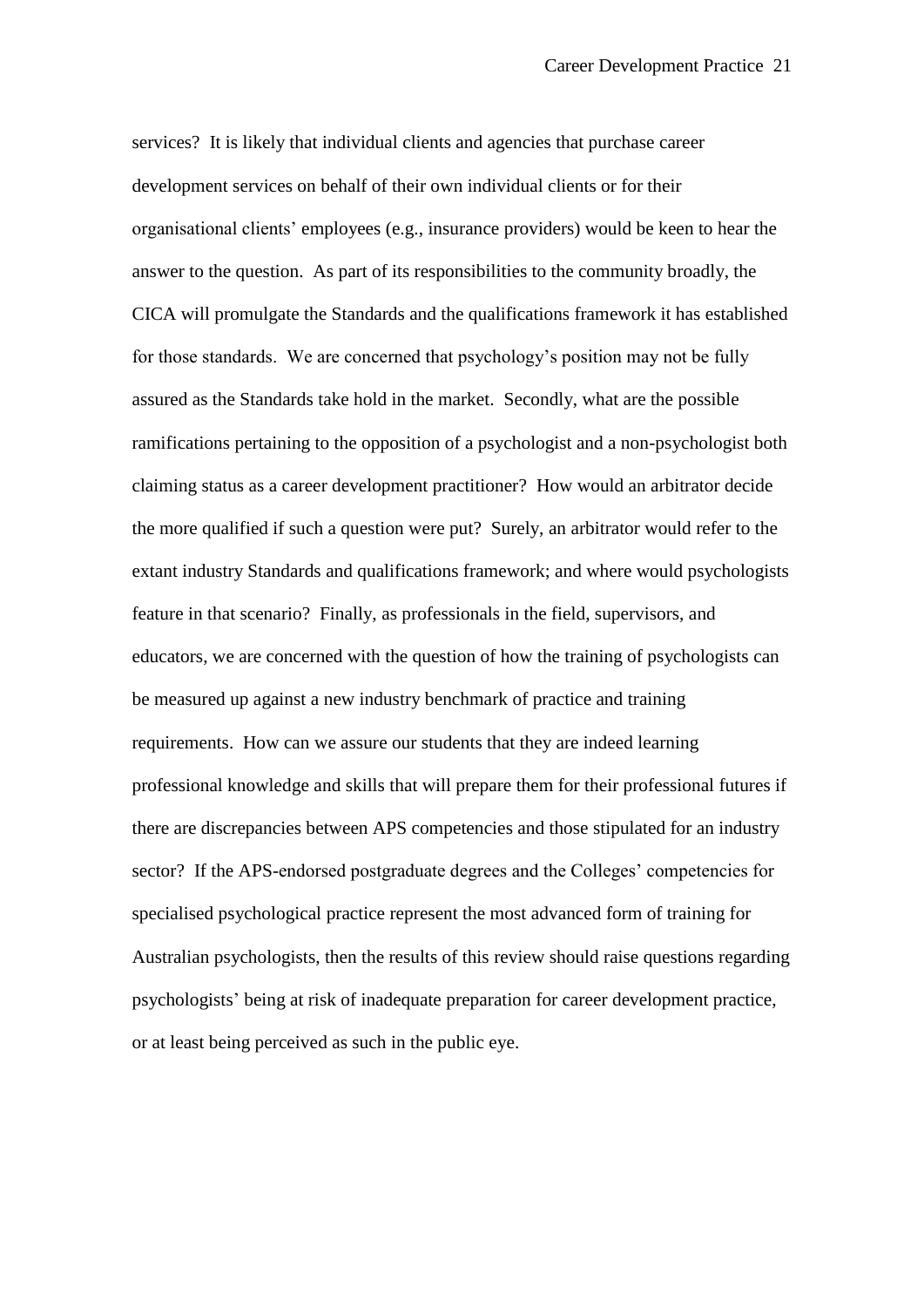services? It is likely that individual clients and agencies that purchase career development services on behalf of their own individual clients or for their organisational clients' employees (e.g., insurance providers) would be keen to hear the answer to the question. As part of its responsibilities to the community broadly, the CICA will promulgate the Standards and the qualifications framework it has established for those standards. We are concerned that psychology's position may not be fully assured as the Standards take hold in the market. Secondly, what are the possible ramifications pertaining to the opposition of a psychologist and a non-psychologist both claiming status as a career development practitioner? How would an arbitrator decide the more qualified if such a question were put? Surely, an arbitrator would refer to the extant industry Standards and qualifications framework; and where would psychologists feature in that scenario? Finally, as professionals in the field, supervisors, and educators, we are concerned with the question of how the training of psychologists can be measured up against a new industry benchmark of practice and training requirements. How can we assure our students that they are indeed learning professional knowledge and skills that will prepare them for their professional futures if there are discrepancies between APS competencies and those stipulated for an industry sector? If the APS-endorsed postgraduate degrees and the Colleges' competencies for specialised psychological practice represent the most advanced form of training for Australian psychologists, then the results of this review should raise questions regarding psychologists' being at risk of inadequate preparation for career development practice, or at least being perceived as such in the public eye.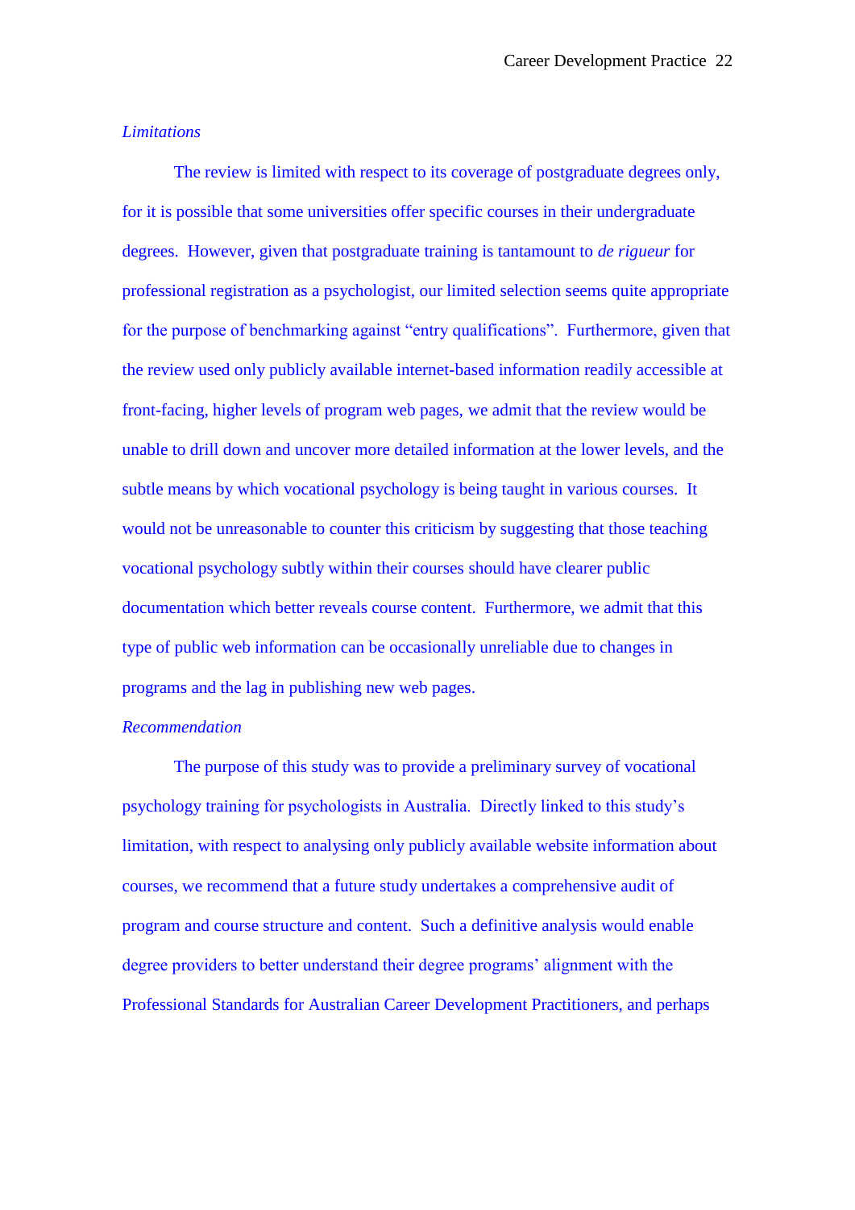*Limitations*

The review is limited with respect to its coverage of postgraduate degrees only, for it is possible that some universities offer specific courses in their undergraduate degrees. However, given that postgraduate training is tantamount to *de rigueur* for professional registration as a psychologist, our limited selection seems quite appropriate for the purpose of benchmarking against "entry qualifications". Furthermore, given that the review used only publicly available internet-based information readily accessible at front-facing, higher levels of program web pages, we admit that the review would be unable to drill down and uncover more detailed information at the lower levels, and the subtle means by which vocational psychology is being taught in various courses. It would not be unreasonable to counter this criticism by suggesting that those teaching vocational psychology subtly within their courses should have clearer public documentation which better reveals course content. Furthermore, we admit that this type of public web information can be occasionally unreliable due to changes in programs and the lag in publishing new web pages.

*Recommendation*

The purpose of this study was to provide a preliminary survey of vocational psychology training for psychologists in Australia. Directly linked to this study's limitation, with respect to analysing only publicly available website information about courses, we recommend that a future study undertakes a comprehensive audit of program and course structure and content. Such a definitive analysis would enable degree providers to better understand their degree programs' alignment with the Professional Standards for Australian Career Development Practitioners, and perhaps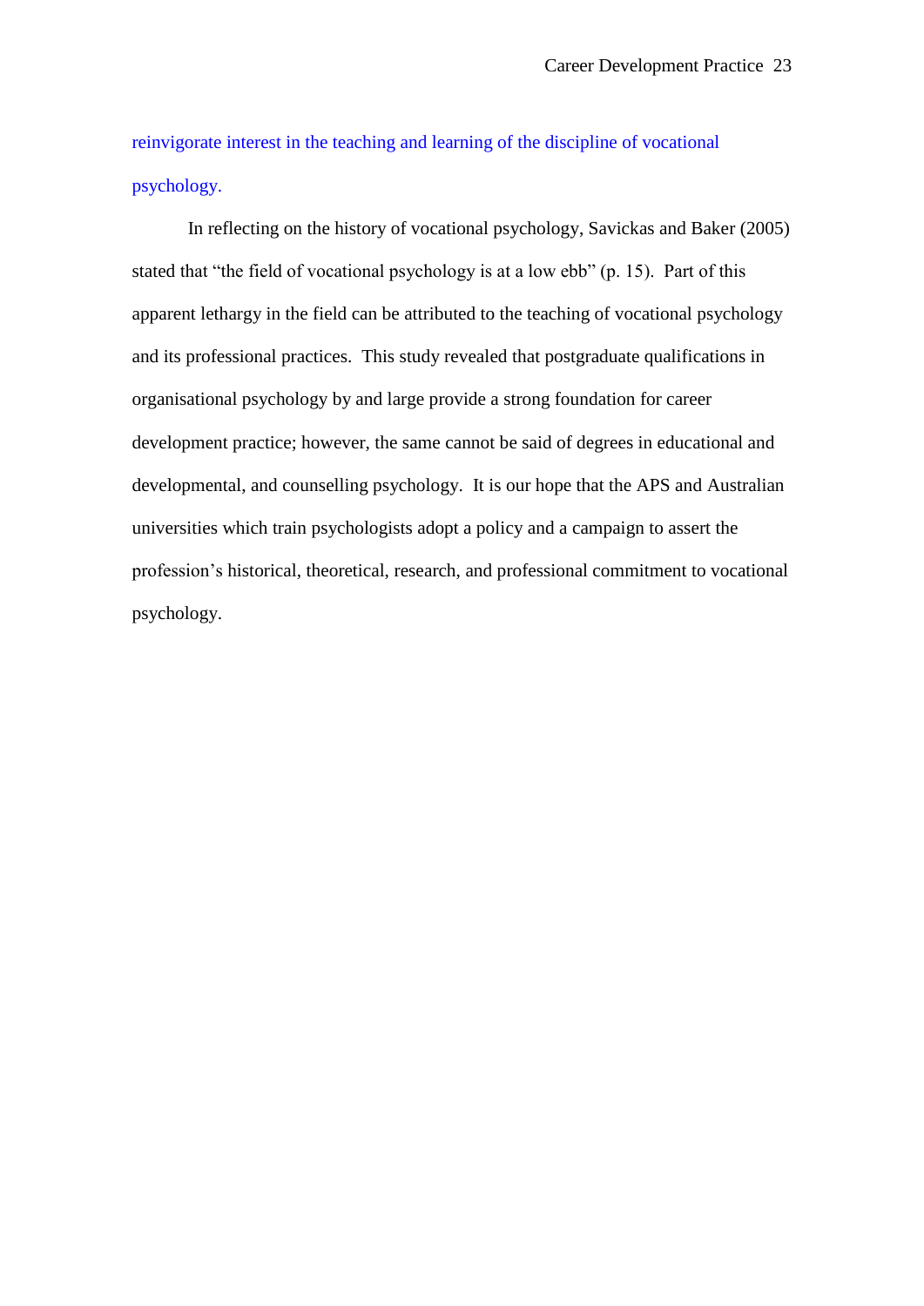reinvigorate interest in the teaching and learning of the discipline of vocational psychology.

In reflecting on the history of vocational psychology, Savickas and Baker (2005) stated that "the field of vocational psychology is at a low ebb" (p. 15). Part of this apparent lethargy in the field can be attributed to the teaching of vocational psychology and its professional practices. This study revealed that postgraduate qualifications in organisational psychology by and large provide a strong foundation for career development practice; however, the same cannot be said of degrees in educational and developmental, and counselling psychology. It is our hope that the APS and Australian universities which train psychologists adopt a policy and a campaign to assert the profession's historical, theoretical, research, and professional commitment to vocational psychology.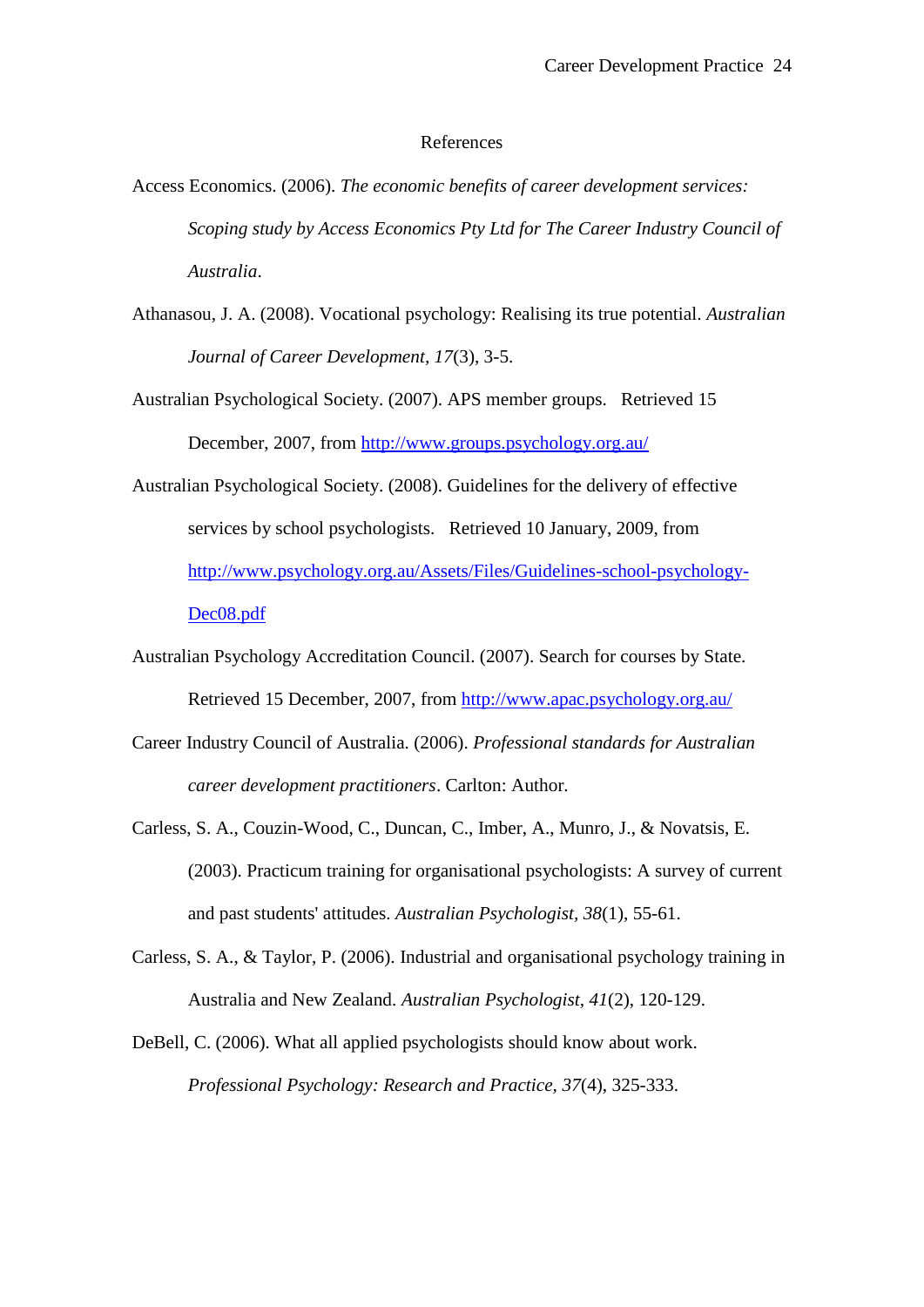## References

Access Economics. (2006). *The economic benefits of career development services: Scoping study by Access Economics Pty Ltd for The Career Industry Council of Australia*.

Athanasou, J. A. (2008). Vocational psychology: Realising its true potential. *Australian Journal of Career Development, 17*(3), 3-5.

Australian Psychological Society. (2007). APS member groups. Retrieved 15 December, 2007, from http://www.groups.psychology.org.au/

Australian Psychological Society. (2008). Guidelines for the delivery of effective services by school psychologists. Retrieved 10 January, 2009, from http://www.psychology.org.au/Assets/Files/Guidelines-school-psychology-Dec08.pdf

Australian Psychology Accreditation Council. (2007). Search for courses by State. Retrieved 15 December, 2007, from http://www.apac.psychology.org.au/

Career Industry Council of Australia. (2006). *Professional standards for Australian career development practitioners*. Carlton: Author.

Carless, S. A., Couzin-Wood, C., Duncan, C., Imber, A., Munro, J., & Novatsis, E. (2003). Practicum training for organisational psychologists: A survey of current and past students' attitudes. *Australian Psychologist, 38*(1), 55-61.

Carless, S. A., & Taylor, P. (2006). Industrial and organisational psychology training in Australia and New Zealand. *Australian Psychologist, 41*(2), 120-129.

DeBell, C. (2006). What all applied psychologists should know about work. *Professional Psychology: Research and Practice, 37*(4), 325-333.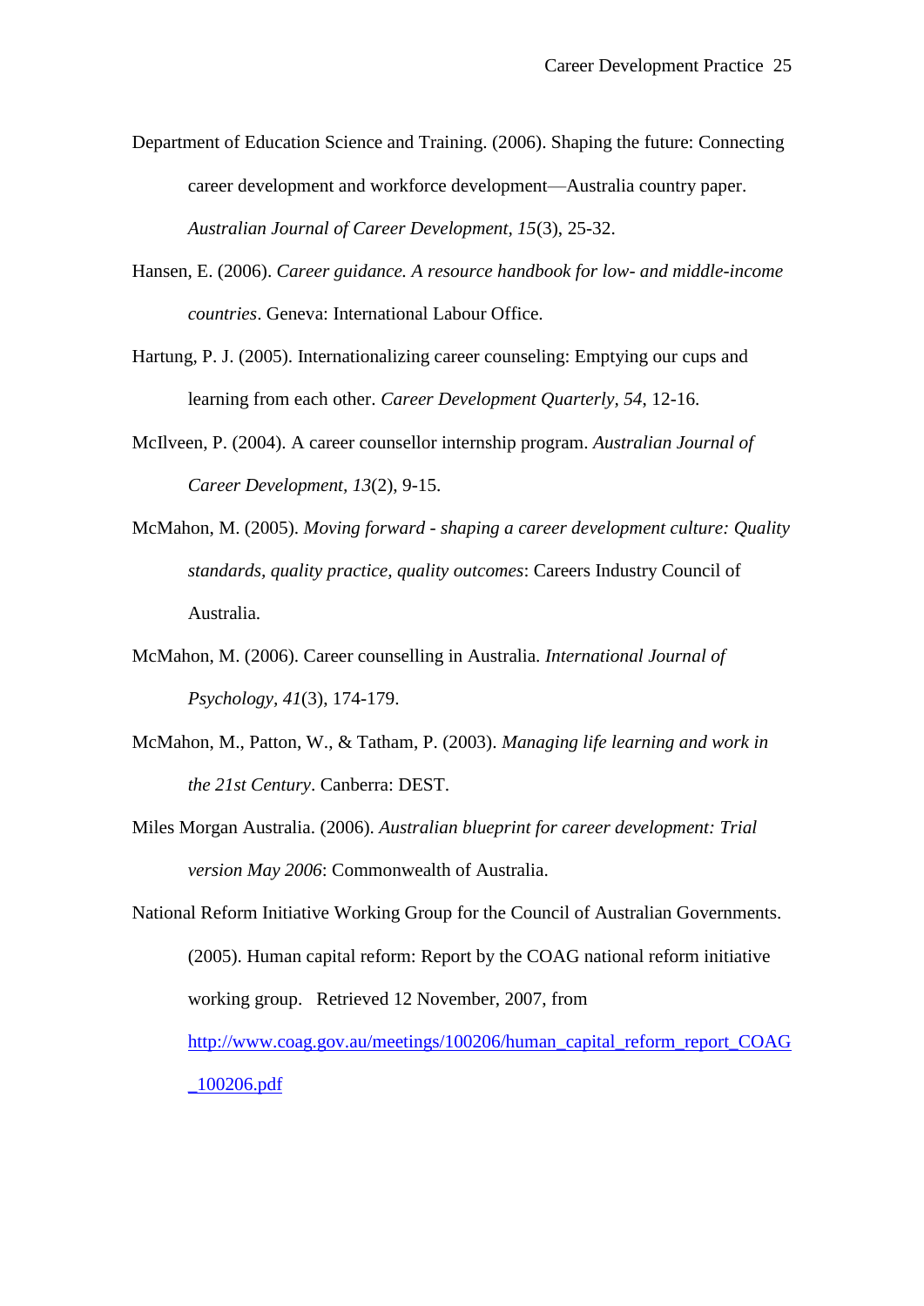Department of Education Science and Training. (2006). Shaping the future: Connecting career development and workforce development—Australia country paper. *Australian Journal of Career Development, 15*(3), 25-32.

Hansen, E. (2006). *Career guidance. A resource handbook for low- and middle-income countries*. Geneva: International Labour Office.

Hartung, P. J. (2005). Internationalizing career counseling: Emptying our cups and learning from each other. *Career Development Quarterly, 54*, 12-16.

McIlveen, P. (2004). A career counsellor internship program. *Australian Journal of Career Development, 13*(2), 9-15.

McMahon, M. (2005). *Moving forward - shaping a career development culture: Quality standards, quality practice, quality outcomes*: Careers Industry Council of Australia.

McMahon, M. (2006). Career counselling in Australia. *International Journal of Psychology, 41*(3), 174-179.

McMahon, M., Patton, W., & Tatham, P. (2003). *Managing life learning and work in the 21st Century*. Canberra: DEST.

Miles Morgan Australia. (2006). *Australian blueprint for career development: Trial version May 2006*: Commonwealth of Australia.

National Reform Initiative Working Group for the Council of Australian Governments. (2005). Human capital reform: Report by the COAG national reform initiative working group. Retrieved 12 November, 2007, from http://www.coag.gov.au/meetings/100206/human_capital_reform_report_COAG_100206.pdf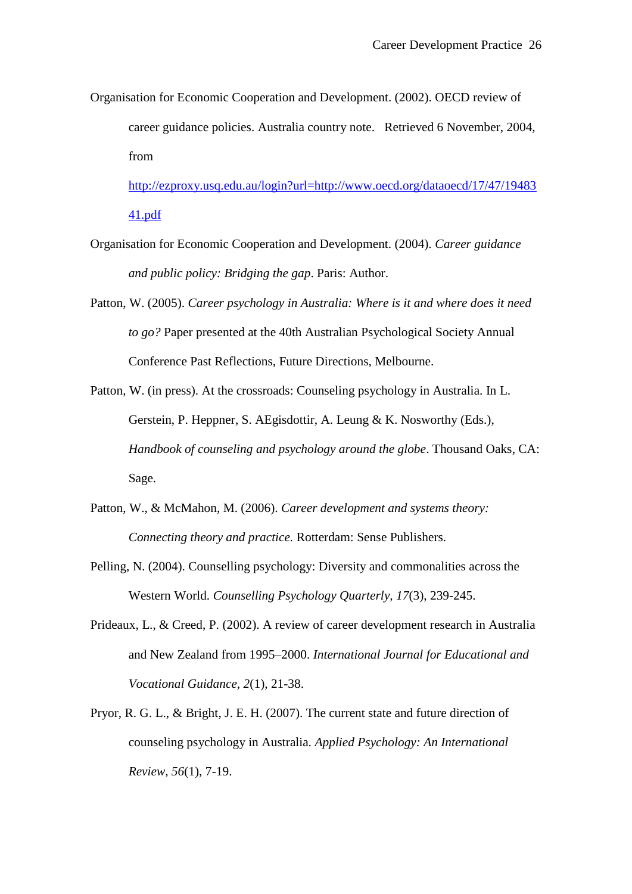Organisation for Economic Cooperation and Development. (2002). OECD review of career guidance policies. Australia country note. Retrieved 6 November, 2004, from [http://ezproxy.usq.edu.au/login?url=http://www.oecd.org/dataoecd/17/47/1948341.pdf](http://ezproxy.usq.edu.au/login?url=http://www.oecd.org/dataoecd/17/47/1948341.pdf)

Organisation for Economic Cooperation and Development. (2004). *Career guidance and public policy: Bridging the gap*. Paris: Author.

Patton, W. (2005). *Career psychology in Australia: Where is it and where does it need to go?* Paper presented at the 40th Australian Psychological Society Annual Conference Past Reflections, Future Directions, Melbourne.

Patton, W. (in press). At the crossroads: Counseling psychology in Australia. In L. Gerstein, P. Heppner, S. AEgisdottir, A. Leung & K. Nosworthy (Eds.), *Handbook of counseling and psychology around the globe*. Thousand Oaks, CA: Sage.

Patton, W., & McMahon, M. (2006). *Career development and systems theory: Connecting theory and practice.* Rotterdam: Sense Publishers.

Pelling, N. (2004). Counselling psychology: Diversity and commonalities across the Western World. *Counselling Psychology Quarterly, 17*(3), 239-245.

Prideaux, L., & Creed, P. (2002). A review of career development research in Australia and New Zealand from 1995–2000. *International Journal for Educational and Vocational Guidance, 2*(1), 21-38.

Pryor, R. G. L., & Bright, J. E. H. (2007). The current state and future direction of counseling psychology in Australia. *Applied Psychology: An International Review, 56*(1), 7-19.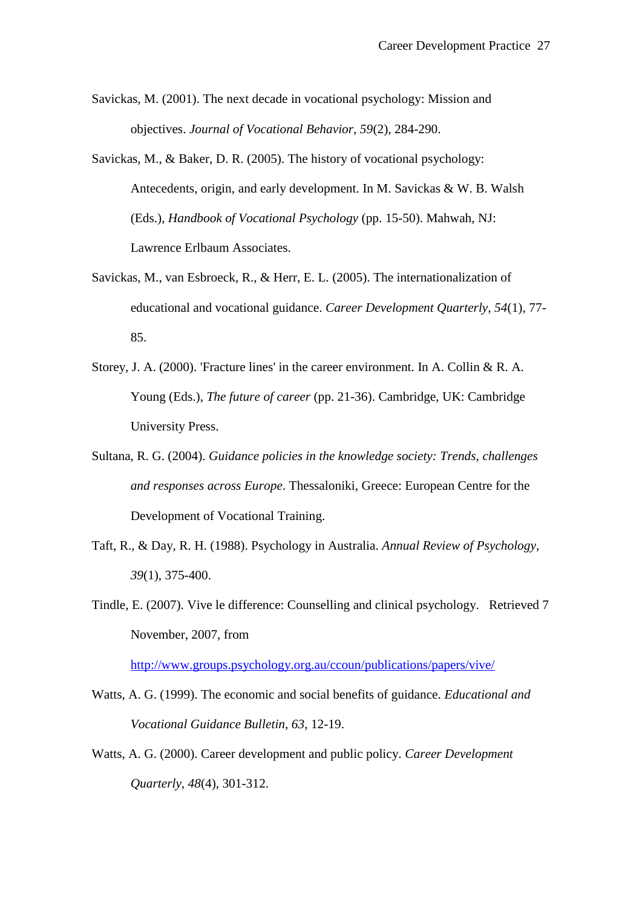Savickas, M. (2001). The next decade in vocational psychology: Mission and objectives. *Journal of Vocational Behavior, 59*(2), 284-290.

Savickas, M., & Baker, D. R. (2005). The history of vocational psychology: Antecedents, origin, and early development. In M. Savickas & W. B. Walsh (Eds.), *Handbook of Vocational Psychology* (pp. 15-50). Mahwah, NJ: Lawrence Erlbaum Associates.

Savickas, M., van Esbroeck, R., & Herr, E. L. (2005). The internationalization of educational and vocational guidance. *Career Development Quarterly, 54*(1), 77-85.

Storey, J. A. (2000). 'Fracture lines' in the career environment. In A. Collin & R. A. Young (Eds.), *The future of career* (pp. 21-36). Cambridge, UK: Cambridge University Press.

Sultana, R. G. (2004). *Guidance policies in the knowledge society: Trends, challenges and responses across Europe*. Thessaloniki, Greece: European Centre for the Development of Vocational Training.

Taft, R., & Day, R. H. (1988). Psychology in Australia. *Annual Review of Psychology, 39*(1), 375-400.

Tindle, E. (2007). Vive le difference: Counselling and clinical psychology. Retrieved 7 November, 2007, from http://www.groups.psychology.org.au/ccoun/publications/papers/vive/

Watts, A. G. (1999). The economic and social benefits of guidance. *Educational and Vocational Guidance Bulletin, 63*, 12-19.

Watts, A. G. (2000). Career development and public policy. *Career Development Quarterly, 48*(4), 301-312.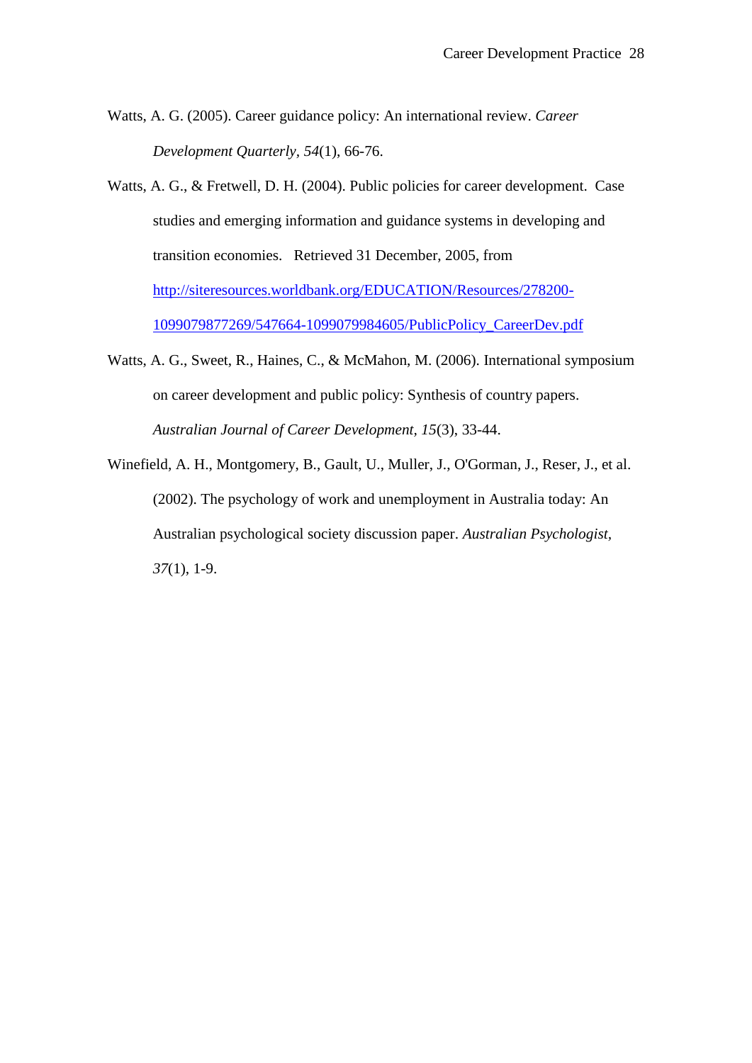Watts, A. G. (2005). Career guidance policy: An international review. *Career Development Quarterly, 54*(1), 66-76.

Watts, A. G., & Fretwell, D. H. (2004). Public policies for career development. Case studies and emerging information and guidance systems in developing and transition economies. Retrieved 31 December, 2005, from http://siteresources.worldbank.org/EDUCATION/Resources/278200-1099079877269/547664-1099079984605/PublicPolicy_CareerDev.pdf

Watts, A. G., Sweet, R., Haines, C., & McMahon, M. (2006). International symposium on career development and public policy: Synthesis of country papers. *Australian Journal of Career Development, 15*(3), 33-44.

Winefield, A. H., Montgomery, B., Gault, U., Muller, J., O'Gorman, J., Reser, J., et al. (2002). The psychology of work and unemployment in Australia today: An Australian psychological society discussion paper. *Australian Psychologist, 37*(1), 1-9.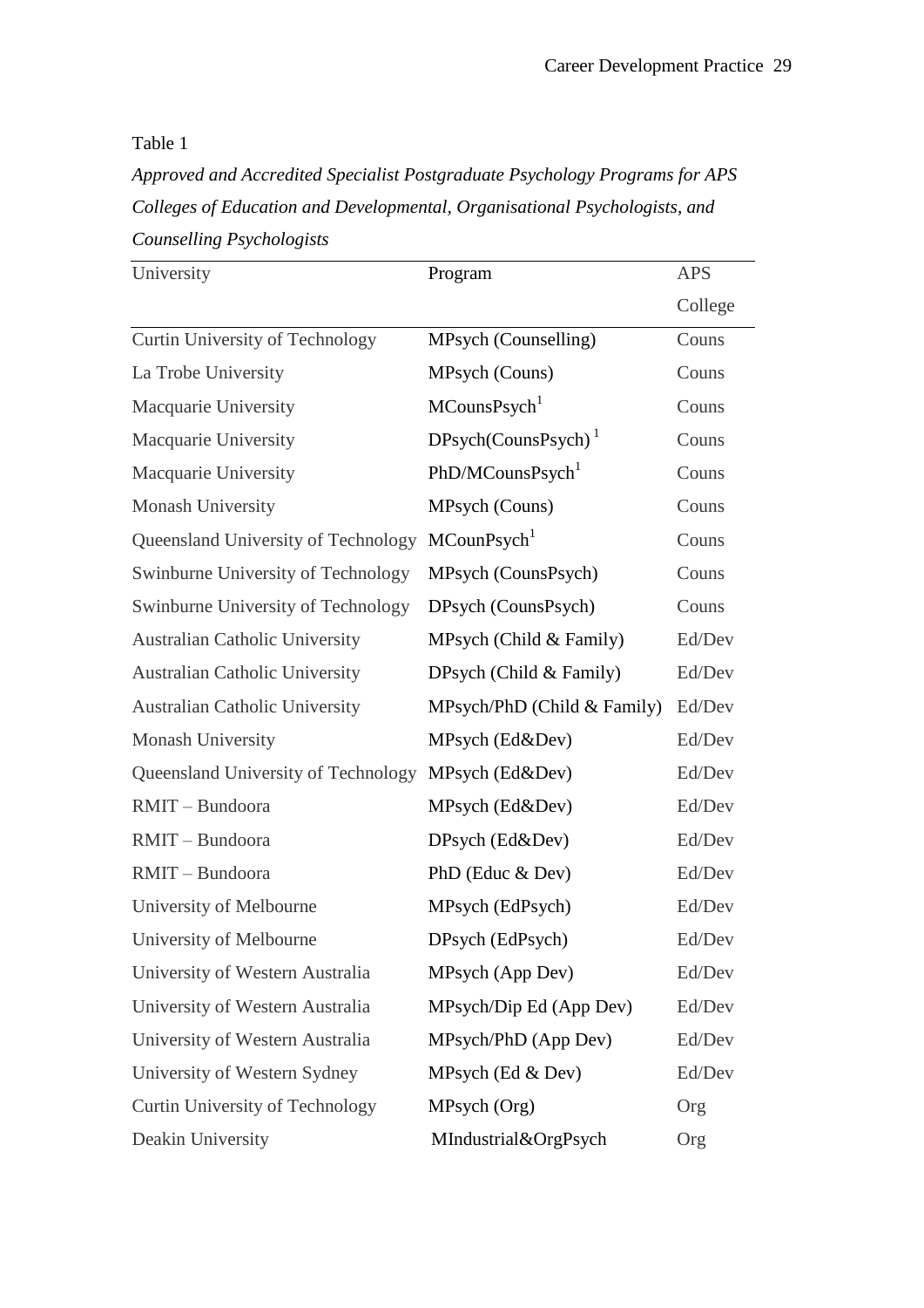Table 1

*Approved and Accredited Specialist Postgraduate Psychology Programs for APS Colleges of Education and Developmental, Organisational Psychologists, and Counselling Psychologists*

| University | Program | APS College |
|---|---|---|
| Curtin University of Technology | MPsych (Counselling) | Couns |
| La Trobe University | MPsych (Couns) | Couns |
| Macquarie University | MCounsPsych[1] | Couns |
| Macquarie University | DPsych(CounsPsych)[1] | Couns |
| Macquarie University | PhD/MCounsPsych[1] | Couns |
| Monash University | MPsych (Couns) | Couns |
| Queensland University of Technology | MCounPsych[1] | Couns |
| Swinburne University of Technology | MPsych (CounsPsych) | Couns |
| Swinburne University of Technology | DPsych (CounsPsych) | Couns |
| Australian Catholic University | MPsych (Child & Family) | Ed/Dev |
| Australian Catholic University | DPsych (Child & Family) | Ed/Dev |
| Australian Catholic University | MPsych/PhD (Child & Family) | Ed/Dev |
| Monash University | MPsych (Ed&Dev) | Ed/Dev |
| Queensland University of Technology | MPsych (Ed&Dev) | Ed/Dev |
| RMIT – Bundoora | MPsych (Ed&Dev) | Ed/Dev |
| RMIT – Bundoora | DPsych (Ed&Dev) | Ed/Dev |
| RMIT – Bundoora | PhD (Educ & Dev) | Ed/Dev |
| University of Melbourne | MPsych (EdPsych) | Ed/Dev |
| University of Melbourne | DPsych (EdPsych) | Ed/Dev |
| University of Western Australia | MPsych (App Dev) | Ed/Dev |
| University of Western Australia | MPsych/Dip Ed (App Dev) | Ed/Dev |
| University of Western Australia | MPsych/PhD (App Dev) | Ed/Dev |
| University of Western Sydney | MPsych (Ed & Dev) | Ed/Dev |
| Curtin University of Technology | MPsych (Org) | Org |
| Deakin University | MIndustrial&OrgPsych | Org |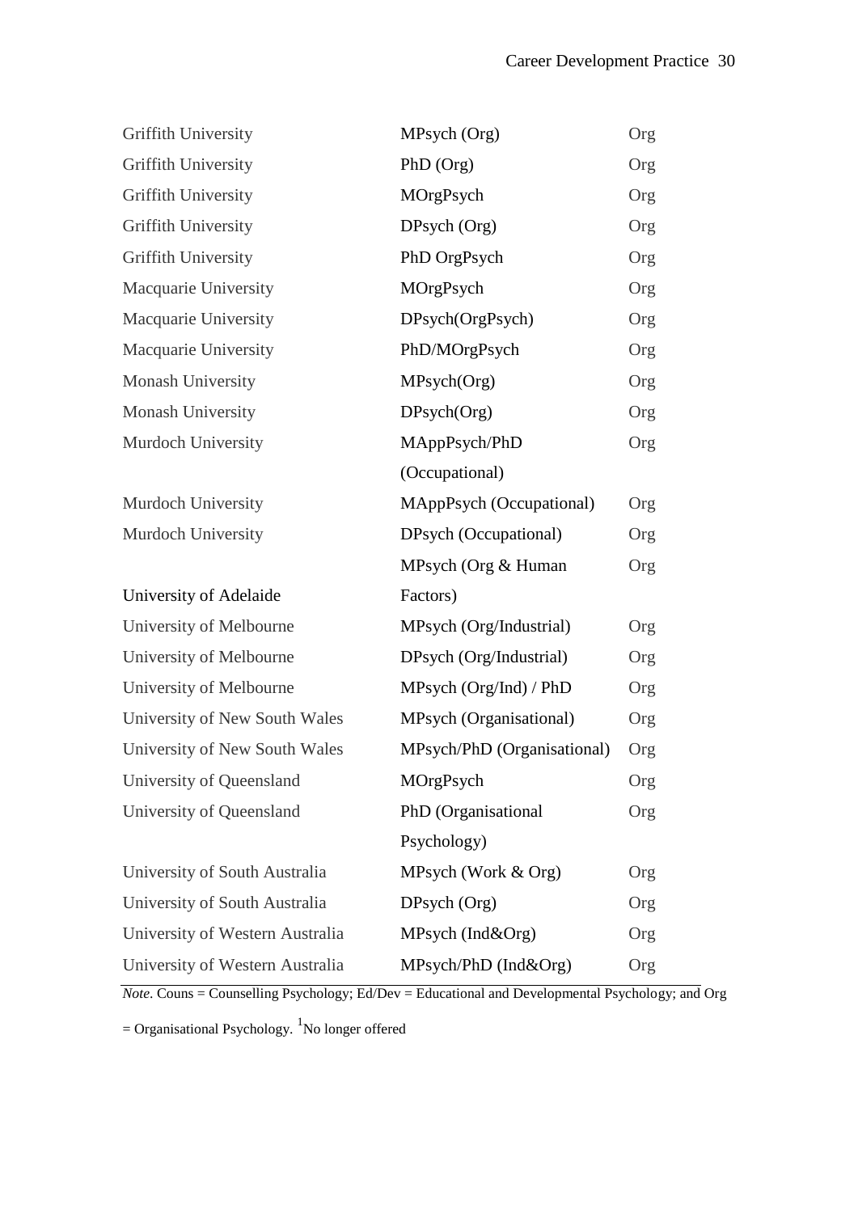| | | |
|---|---|---|
| Griffith University | MPsych (Org) | Org |
| Griffith University | PhD (Org) | Org |
| Griffith University | MOrgPsych | Org |
| Griffith University | DPsych (Org) | Org |
| Griffith University | PhD OrgPsych | Org |
| Macquarie University | MOrgPsych | Org |
| Macquarie University | DPsych(OrgPsych) | Org |
| Macquarie University | PhD/MOrgPsych | Org |
| Monash University | MPsych(Org) | Org |
| Monash University | DPsych(Org) | Org |
| Murdoch University | MAppPsych/PhD (Occupational) | Org |
| Murdoch University | MAppPsych (Occupational) | Org |
| Murdoch University | DPsych (Occupational) | Org |
| University of Adelaide | MPsych (Org & Human Factors) | Org |
| University of Melbourne | MPsych (Org/Industrial) | Org |
| University of Melbourne | DPsych (Org/Industrial) | Org |
| University of Melbourne | MPsych (Org/Ind) / PhD | Org |
| University of New South Wales | MPsych (Organisational) | Org |
| University of New South Wales | MPsych/PhD (Organisational) | Org |
| University of Queensland | MOrgPsych | Org |
| University of Queensland | PhD (Organisational Psychology) | Org |
| University of South Australia | MPsych (Work & Org) | Org |
| University of South Australia | DPsych (Org) | Org |
| University of Western Australia | MPsych (Ind&Org) | Org |
| University of Western Australia | MPsych/PhD (Ind&Org) | Org |

*Note*. Couns = Counselling Psychology; Ed/Dev = Educational and Developmental Psychology; and Org = Organisational Psychology. [1]No longer offered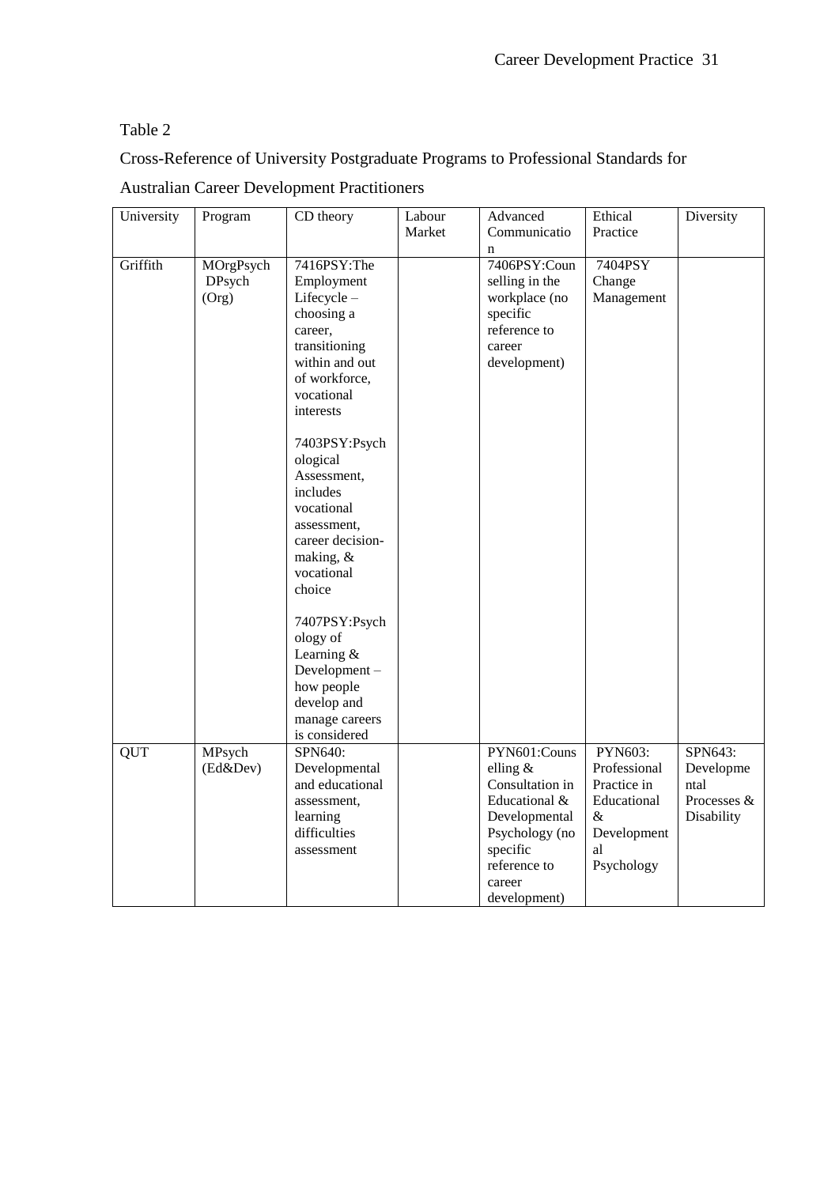Table 2

Cross-Reference of University Postgraduate Programs to Professional Standards for Australian Career Development Practitioners

| University | Program | CD theory | Labour Market | Advanced Communication | Ethical Practice | Diversity |
|---|---|---|---|---|---|---|
| Griffith | MOrgPsych DPsych (Org) | 7416PSY:The Employment Lifecycle – choosing a career, transitioning within and out of workforce, vocational interests<br><br>7403PSY:Psychological Assessment, includes vocational assessment, career decision-making, & vocational choice<br><br>7407PSY:Psychology of Learning & Development – how people develop and manage careers is considered | | 7406PSY:Counselling in the workplace (no specific reference to career development) | 7404PSY Change Management | |
| QUT | MPsych (Ed&Dev) | SPN640: Developmental and educational assessment, learning difficulties assessment | | PYN601:Counselling & Consultation in Educational & Developmental Psychology (no specific reference to career development) | PYN603: Professional Practice in Educational & Developmental Psychology | SPN643: Developmental Processes & Disability |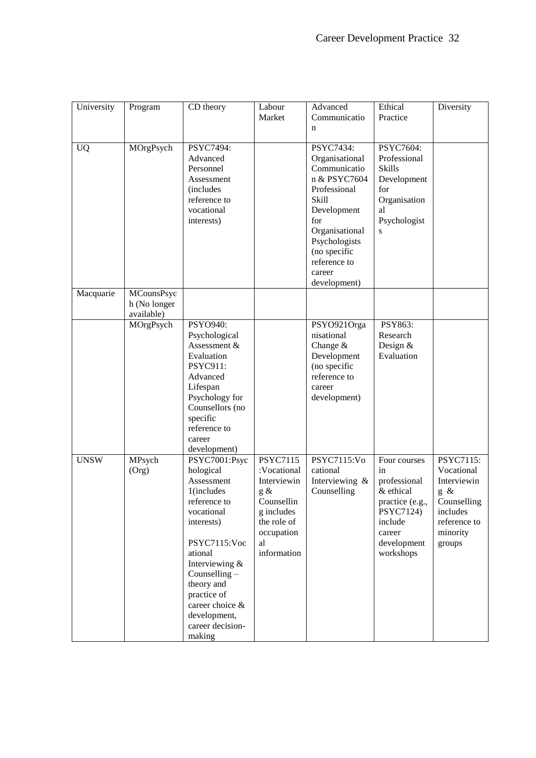| University | Program | CD theory | Labour Market | Advanced Communication | Ethical Practice | Diversity |
|---|---|---|---|---|---|---|
| UQ | MOrgPsych | PSYC7494: Advanced Personnel Assessment (includes reference to vocational interests) | | PSYC7434: Organisational Communication & PSYC7604 Professional Skill Development for Organisational Psychologists (no specific reference to career development) | PSYC7604: Professional Skills Development for Organisational Psychologists | |
| Macquarie | MCounsPsych (No longer available) | | | | | |
| | MOrgPsych | PSYO940: Psychological Assessment & Evaluation PSYC911: Advanced Lifespan Psychology for Counsellors (no specific reference to career development) | | PSYO921Organisational Change & Development (no specific reference to career development) | PSY863: Research Design & Evaluation | |
| UNSW | MPsych (Org) | PSYC7001:Psychological Assessment 1(includes reference to vocational interests) PSYC7115:Vocational Interviewing & Counselling – theory and practice of career choice & development, career decision-making | PSYC7115 :Vocational Interviewing & Counselling includes the role of occupational information | PSYC7115:Vocational Interviewing & Counselling | Four courses in professional & ethical practice (e.g., PSYC7124) include career development workshops | PSYC7115: Vocational Interviewing & Counselling includes reference to minority groups |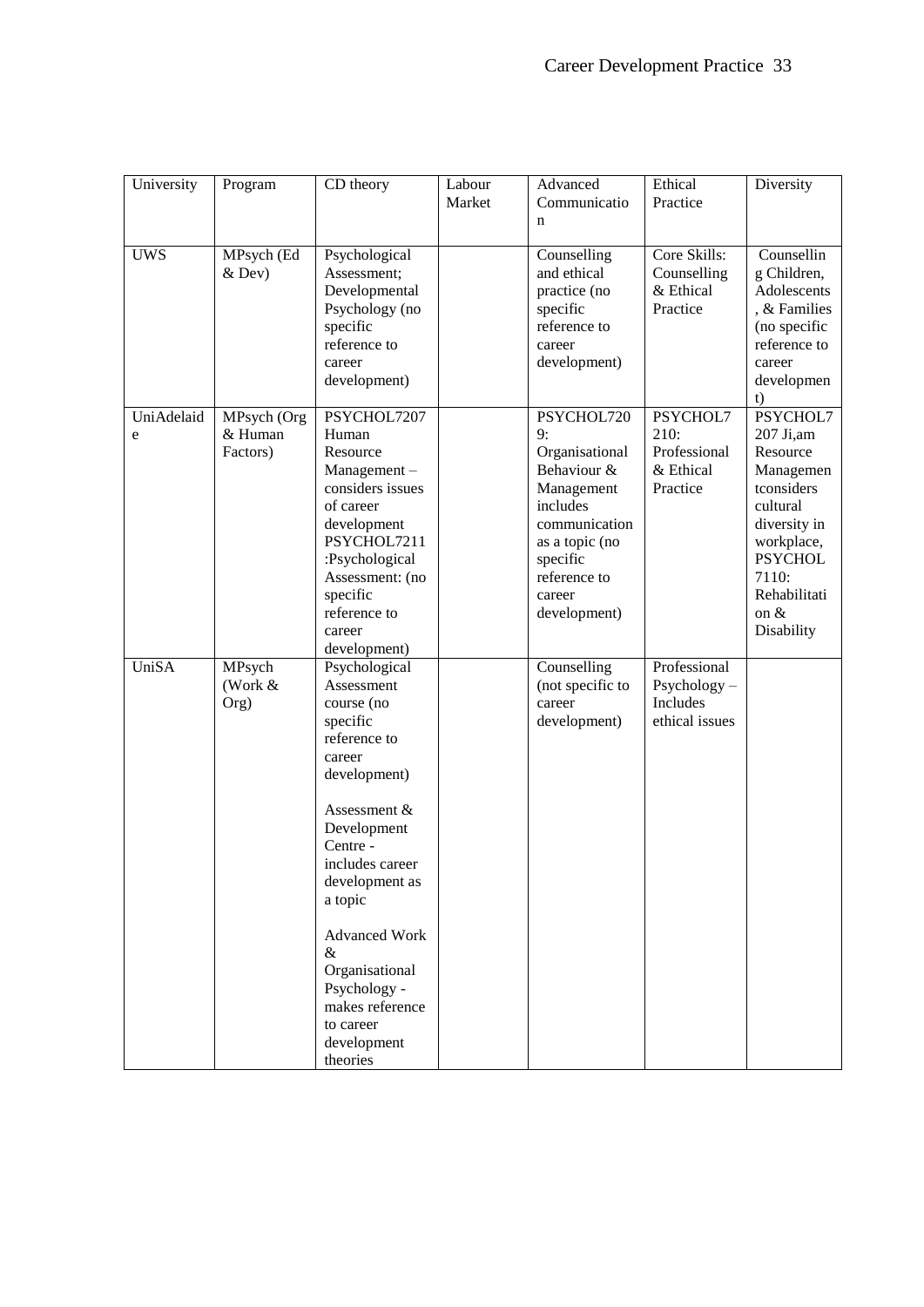| University | Program | CD theory | Labour Market | Advanced Communication | Ethical Practice | Diversity |
|---|---|---|---|---|---|---|
| UWS | MPsych (Ed & Dev) | Psychological Assessment; Developmental Psychology (no specific reference to career development) | | Counselling and ethical practice (no specific reference to career development) | Core Skills: Counselling & Ethical Practice | Counselling Children, Adolescents, & Families (no specific reference to career development) |
| UniAdelaide | MPsych (Org & Human Factors) | PSYCHOL7207 Human Resource Management – considers issues of career development PSYCHOL7211 :Psychological Assessment: (no specific reference to career development) | | PSYCHOL7209: Organisational Behaviour & Management includes communication as a topic (no specific reference to career development) | PSYCHOL7210: Professional & Ethical Practice | PSYCHOL7207 Ji,am Resource Managementconsiders cultural diversity in workplace, PSYCHOL 7110: Rehabilitation & Disability |
| UniSA | MPsych (Work & Org) | Psychological Assessment course (no specific reference to career development)<br><br>Assessment & Development Centre - includes career development as a topic<br><br>Advanced Work & Organisational Psychology - makes reference to career development theories | | Counselling (not specific to career development) | Professional Psychology – Includes ethical issues | |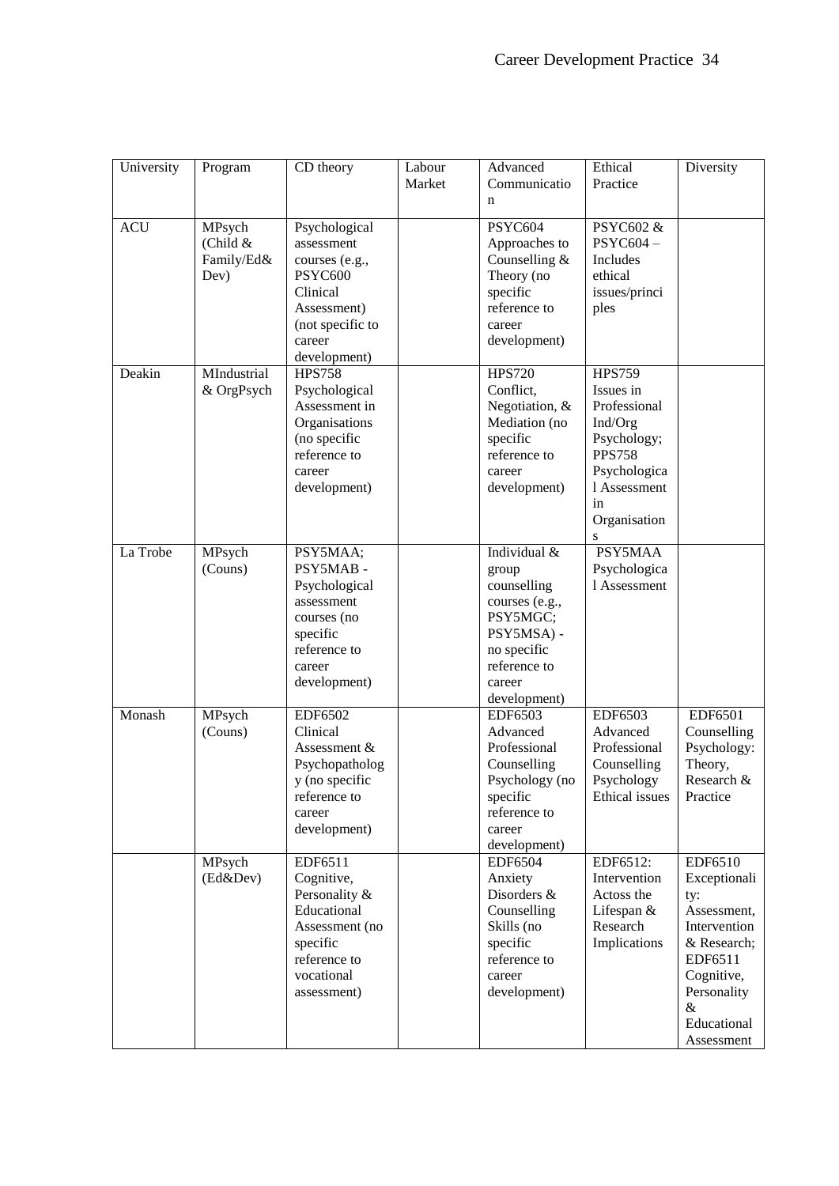| University | Program | CD theory | Labour Market | Advanced Communication | Ethical Practice | Diversity |
|---|---|---|---|---|---|---|
| ACU | MPsych (Child & Family/Ed& Dev) | Psychological assessment courses (e.g., PSYC600 Clinical Assessment) (not specific to career development) | | PSYC604 Approaches to Counselling & Theory (no specific reference to career development) | PSYC602 & PSYC604 – Includes ethical issues/principles | |
| Deakin | MIndustrial & OrgPsych | HPS758 Psychological Assessment in Organisations (no specific reference to career development) | | HPS720 Conflict, Negotiation, & Mediation (no specific reference to career development) | HPS759 Issues in Professional Ind/Org Psychology; PPS758 Psychological Assessment in Organisations | |
| La Trobe | MPsych (Couns) | PSY5MAA; PSY5MAB - Psychological assessment courses (no specific reference to career development) | | Individual & group counselling courses (e.g., PSY5MGC; PSY5MSA) - no specific reference to career development) | PSY5MAA Psychological Assessment | |
| Monash | MPsych (Couns) | EDF6502 Clinical Assessment & Psychopathology (no specific reference to career development) | | EDF6503 Advanced Professional Counselling Psychology (no specific reference to career development) | EDF6503 Advanced Professional Counselling Psychology Ethical issues | EDF6501 Counselling Psychology: Theory, Research & Practice |
| | MPsych (Ed&Dev) | EDF6511 Cognitive, Personality & Educational Assessment (no specific reference to vocational assessment) | | EDF6504 Anxiety Disorders & Counselling Skills (no specific reference to career development) | EDF6512: Intervention Actoss the Lifespan & Research Implications | EDF6510 Exceptionality: Assessment, Intervention & Research; EDF6511 Cognitive, Personality & Educational Assessment |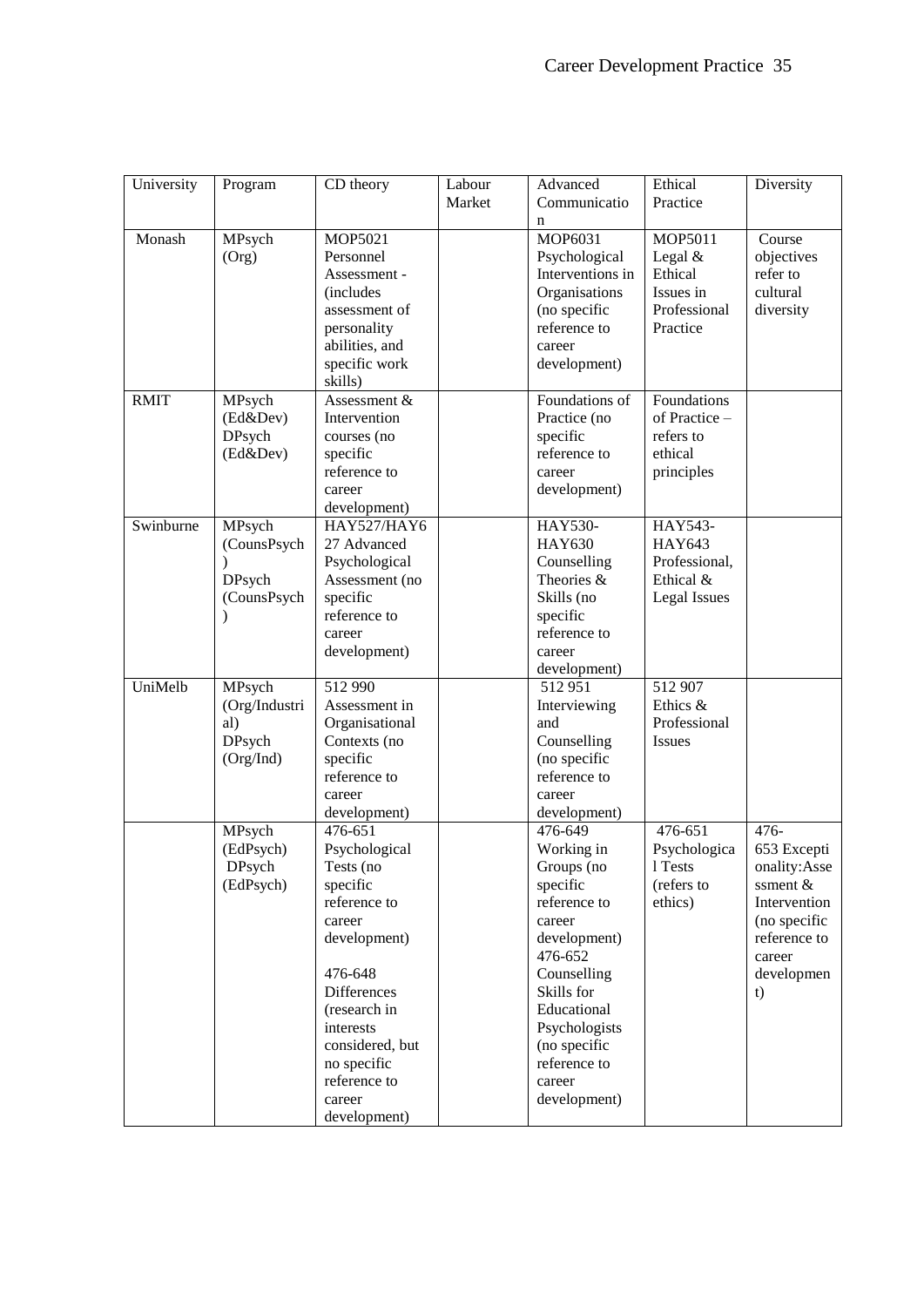| University | Program | CD theory | Labour Market | Advanced Communication | Ethical Practice | Diversity |
|---|---|---|---|---|---|---|
| Monash | MPsych (Org) | MOP5021 Personnel Assessment - (includes assessment of personality abilities, and specific work skills) | | MOP6031 Psychological Interventions in Organisations (no specific reference to career development) | MOP5011 Legal & Ethical Issues in Professional Practice | Course objectives refer to cultural diversity |
| RMIT | MPsych (Ed&Dev) DPsych (Ed&Dev) | Assessment & Intervention courses (no specific reference to career development) | | Foundations of Practice (no specific reference to career development) | Foundations of Practice – refers to ethical principles | |
| Swinburne | MPsych (CounsPsych) DPsych (CounsPsych) | HAY527/HAY627 Advanced Psychological Assessment (no specific reference to career development) | | HAY530-HAY630 Counselling Theories & Skills (no specific reference to career development) | HAY543-HAY643 Professional, Ethical & Legal Issues | |
| UniMelb | MPsych (Org/Industrial) DPsych (Org/Ind) | 512 990 Assessment in Organisational Contexts (no specific reference to career development) | | 512 951 Interviewing and Counselling (no specific reference to career development) | 512 907 Ethics & Professional Issues | |
| | MPsych (EdPsych) DPsych (EdPsych) | 476-651 Psychological Tests (no specific reference to career development)<br><br>476-648 Differences (research in interests considered, but no specific reference to career development) | | 476-649 Working in Groups (no specific reference to career development)<br>476-652 Counselling Skills for Educational Psychologists (no specific reference to career development) | 476-651 Psychological Tests (refers to ethics) | 476-653 Exceptionality:Assessment & Intervention (no specific reference to career development) |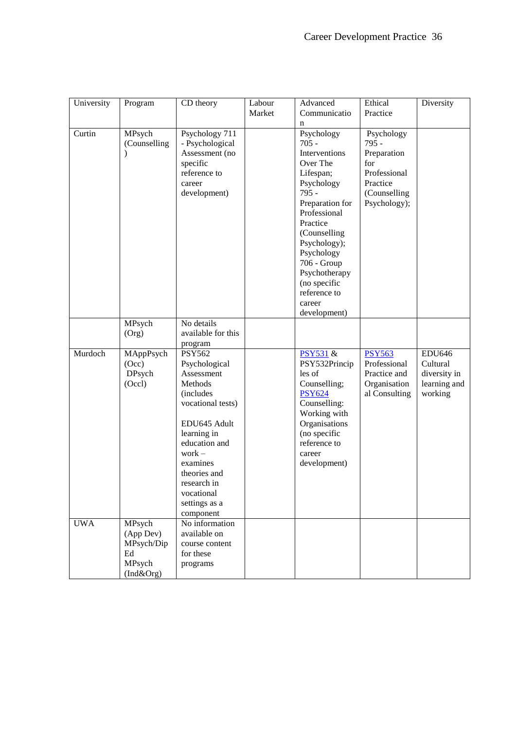| University | Program | CD theory | Labour Market | Advanced Communication | Ethical Practice | Diversity |
|---|---|---|---|---|---|---|
| Curtin | MPsych (Counselling) | Psychology 711 - Psychological Assessment (no specific reference to career development) | | Psychology 705 - Interventions Over The Lifespan; Psychology 795 - Preparation for Professional Practice (Counselling Psychology); Psychology 706 - Group Psychotherapy (no specific reference to career development) | Psychology 795 - Preparation for Professional Practice (Counselling Psychology); | |
| | MPsych (Org) | No details available for this program | | | | |
| Murdoch | MAppPsych (Occ) DPsych (Occl) | PSY562 Psychological Assessment Methods (includes vocational tests) EDU645 Adult learning in education and work – examines theories and research in vocational settings as a component | | PSY531 & PSY532Principles of Counselling; PSY624 Counselling: Working with Organisations (no specific reference to career development) | PSY563 Professional Practice and Organisational Consulting | EDU646 Cultural diversity in learning and working |
| UWA | MPsych (App Dev) MPsych/Dip Ed MPsych (Ind&Org) | No information available on course content for these programs | | | | |